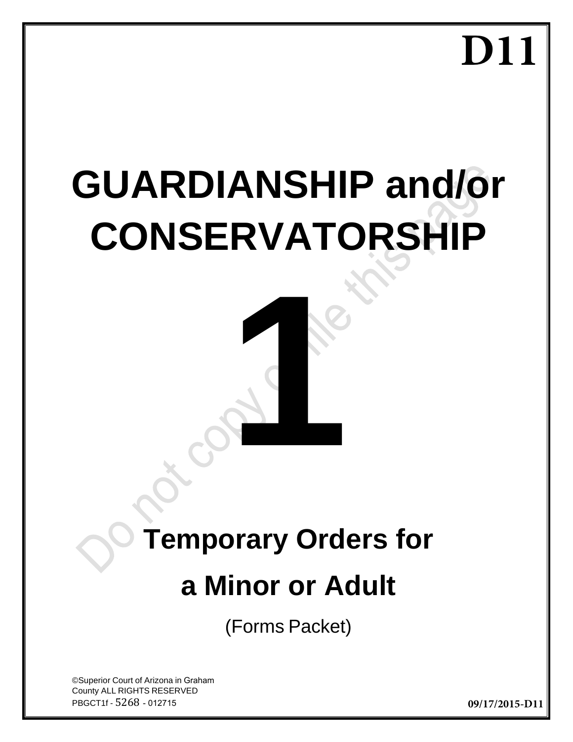# D11

# GUARDIANSHIP and/or CONSERVATORSHIP

# 1

## Temporary Orders for a Minor or Adult

(Forms Packet)

Do not copy or file this page

©Superior Court of Arizona in Graham County ALL RIGHTS RESERVED
PBGCT1f - 5268 - 012715

**09/17/2015-D11**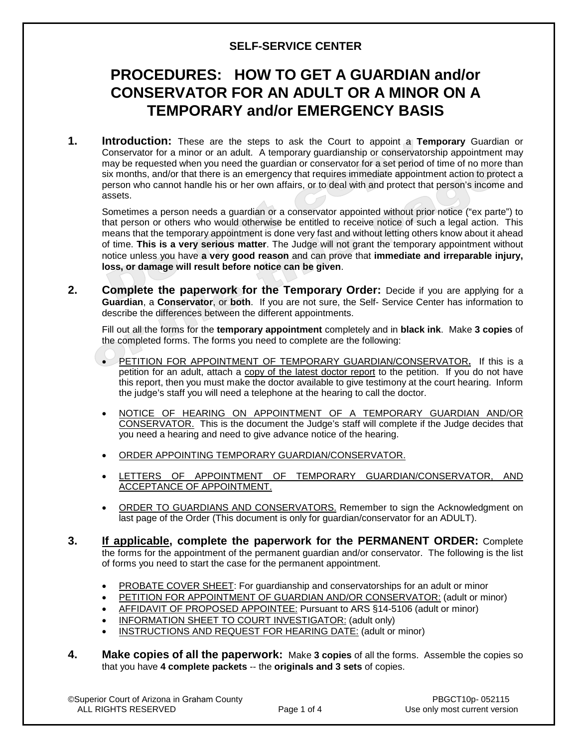SELF-SERVICE CENTER

# PROCEDURES: HOW TO GET A GUARDIAN and/or CONSERVATOR FOR AN ADULT OR A MINOR ON A TEMPORARY and/or EMERGENCY BASIS

**1. Introduction:** These are the steps to ask the Court to appoint a **Temporary** Guardian or Conservator for a minor or an adult. A temporary guardianship or conservatorship appointment may may be requested when you need the guardian or conservator for a set period of time of no more than six months, and/or that there is an emergency that requires immediate appointment action to protect a person who cannot handle his or her own affairs, or to deal with and protect that person's income and assets.

Sometimes a person needs a guardian or a conservator appointed without prior notice ("ex parte") to that person or others who would otherwise be entitled to receive notice of such a legal action. This means that the temporary appointment is done very fast and without letting others know about it ahead of time. **This is a very serious matter**. The Judge will not grant the temporary appointment without notice unless you have **a very good reason** and can prove that **immediate and irreparable injury, loss, or damage will result before notice can be given**.

**2. Complete the paperwork for the Temporary Order:** Decide if you are applying for a **Guardian**, a **Conservator**, or **both**. If you are not sure, the Self- Service Center has information to describe the differences between the different appointments.

Fill out all the forms for the **temporary appointment** completely and in **black ink**. Make **3 copies** of the completed forms. The forms you need to complete are the following:

- PETITION FOR APPOINTMENT OF TEMPORARY GUARDIAN/CONSERVATOR**.** If this is a petition for an adult, attach a copy of the latest doctor report to the petition. If you do not have this report, then you must make the doctor available to give testimony at the court hearing. Inform the judge's staff you will need a telephone at the hearing to call the doctor.
- NOTICE OF HEARING ON APPOINTMENT OF A TEMPORARY GUARDIAN AND/OR CONSERVATOR. This is the document the Judge's staff will complete if the Judge decides that you need a hearing and need to give advance notice of the hearing.
- ORDER APPOINTING TEMPORARY GUARDIAN/CONSERVATOR.
- LETTERS OF APPOINTMENT OF TEMPORARY GUARDIAN/CONSERVATOR, AND ACCEPTANCE OF APPOINTMENT.
- ORDER TO GUARDIANS AND CONSERVATORS. Remember to sign the Acknowledgment on last page of the Order (This document is only for guardian/conservator for an ADULT).

**3. If applicable, complete the paperwork for the PERMANENT ORDER:** Complete the forms for the appointment of the permanent guardian and/or conservator. The following is the list of forms you need to start the case for the permanent appointment.

- PROBATE COVER SHEET: For guardianship and conservatorships for an adult or minor
- PETITION FOR APPOINTMENT OF GUARDIAN AND/OR CONSERVATOR: (adult or minor)
- AFFIDAVIT OF PROPOSED APPOINTEE: Pursuant to ARS §14-5106 (adult or minor)
- INFORMATION SHEET TO COURT INVESTIGATOR: (adult only)
- INSTRUCTIONS AND REQUEST FOR HEARING DATE: (adult or minor)

**4. Make copies of all the paperwork:** Make **3 copies** of all the forms. Assemble the copies so that you have **4 complete packets** -- the **originals and 3 sets** of copies.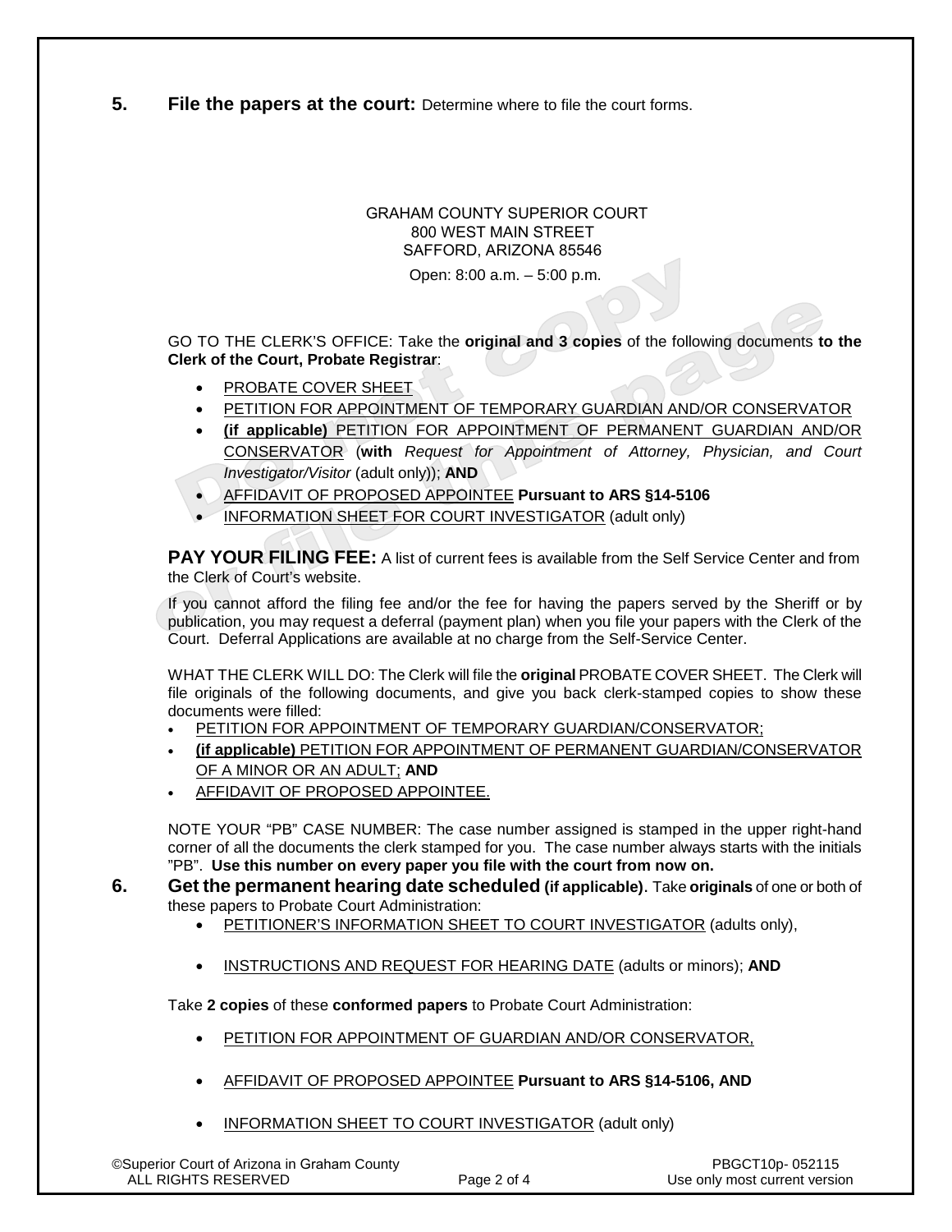**5. File the papers at the court:** Determine where to file the court forms.

GRAHAM COUNTY SUPERIOR COURT
800 WEST MAIN STREET
SAFFORD, ARIZONA 85546
Open: 8:00 a.m. – 5:00 p.m.

GO TO THE CLERK'S OFFICE: Take the **original and 3 copies** of the following documents **to the Clerk of the Court, Probate Registrar**:

- PROBATE COVER SHEET
- PETITION FOR APPOINTMENT OF TEMPORARY GUARDIAN AND/OR CONSERVATOR
- **(if applicable)** PETITION FOR APPOINTMENT OF PERMANENT GUARDIAN AND/OR CONSERVATOR (**with** *Request for Appointment of Attorney, Physician, and Court Investigator/Visitor* (adult only)); **AND**
- AFFIDAVIT OF PROPOSED APPOINTEE **Pursuant to ARS §14-5106**
- INFORMATION SHEET FOR COURT INVESTIGATOR (adult only)

**PAY YOUR FILING FEE:** A list of current fees is available from the Self Service Center and from the Clerk of Court's website.

If you cannot afford the filing fee and/or the fee for having the papers served by the Sheriff or by publication, you may request a deferral (payment plan) when you file your papers with the Clerk of the Court. Deferral Applications are available at no charge from the Self-Service Center.

WHAT THE CLERK WILL DO: The Clerk will file the **original** PROBATE COVER SHEET. The Clerk will file originals of the following documents, and give you back clerk-stamped copies to show these documents were filled:

- PETITION FOR APPOINTMENT OF TEMPORARY GUARDIAN/CONSERVATOR;
- **(if applicable)** PETITION FOR APPOINTMENT OF PERMANENT GUARDIAN/CONSERVATOR OF A MINOR OR AN ADULT; **AND**
- AFFIDAVIT OF PROPOSED APPOINTEE.

NOTE YOUR "PB" CASE NUMBER: The case number assigned is stamped in the upper right-hand corner of all the documents the clerk stamped for you. The case number always starts with the initials "PB". **Use this number on every paper you file with the court from now on.**

**6. Get the permanent hearing date scheduled (if applicable).** Take **originals** of one or both of these papers to Probate Court Administration:

- PETITIONER'S INFORMATION SHEET TO COURT INVESTIGATOR (adults only),
- INSTRUCTIONS AND REQUEST FOR HEARING DATE (adults or minors); **AND**

Take **2 copies** of these **conformed papers** to Probate Court Administration:

- PETITION FOR APPOINTMENT OF GUARDIAN AND/OR CONSERVATOR,
- AFFIDAVIT OF PROPOSED APPOINTEE **Pursuant to ARS §14-5106, AND**
- INFORMATION SHEET TO COURT INVESTIGATOR (adult only)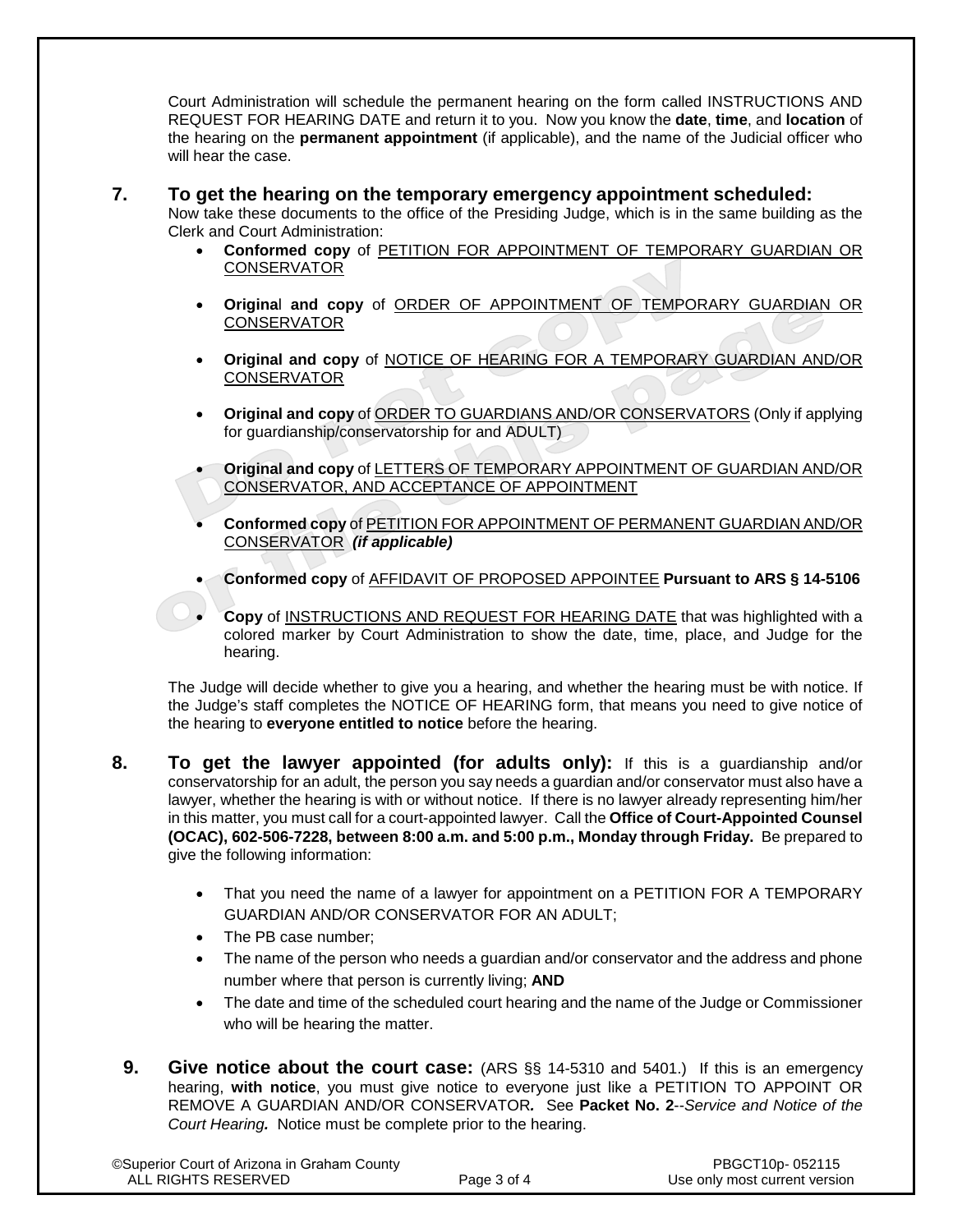Court Administration will schedule the permanent hearing on the form called INSTRUCTIONS AND REQUEST FOR HEARING DATE and return it to you. Now you know the **date**, **time**, and **location** of the hearing on the **permanent appointment** (if applicable), and the name of the Judicial officer who will hear the case.

## 7. To get the hearing on the temporary emergency appointment scheduled:

Now take these documents to the office of the Presiding Judge, which is in the same building as the Clerk and Court Administration:

- **Conformed copy** of PETITION FOR APPOINTMENT OF TEMPORARY GUARDIAN OR CONSERVATOR
- **Original and copy** of ORDER OF APPOINTMENT OF TEMPORARY GUARDIAN OR CONSERVATOR
- **Original and copy** of NOTICE OF HEARING FOR A TEMPORARY GUARDIAN AND/OR CONSERVATOR
- **Original and copy** of ORDER TO GUARDIANS AND/OR CONSERVATORS (Only if applying for guardianship/conservatorship for and ADULT)
- **Original and copy** of LETTERS OF TEMPORARY APPOINTMENT OF GUARDIAN AND/OR CONSERVATOR, AND ACCEPTANCE OF APPOINTMENT
- **Conformed copy** of PETITION FOR APPOINTMENT OF PERMANENT GUARDIAN AND/OR CONSERVATOR ***(if applicable)***
- **Conformed copy** of AFFIDAVIT OF PROPOSED APPOINTEE **Pursuant to ARS § 14-5106**
- **Copy** of INSTRUCTIONS AND REQUEST FOR HEARING DATE that was highlighted with a colored marker by Court Administration to show the date, time, place, and Judge for the hearing.

The Judge will decide whether to give you a hearing, and whether the hearing must be with notice. If the Judge's staff completes the NOTICE OF HEARING form, that means you need to give notice of the hearing to **everyone entitled to notice** before the hearing.

## 8. To get the lawyer appointed (for adults only):

If this is a guardianship and/or conservatorship for an adult, the person you say needs a guardian and/or conservator must also have a lawyer, whether the hearing is with or without notice. If there is no lawyer already representing him/her in this matter, you must call for a court-appointed lawyer. Call the **Office of Court-Appointed Counsel (OCAC), 602-506-7228, between 8:00 a.m. and 5:00 p.m., Monday through Friday.** Be prepared to give the following information:

- That you need the name of a lawyer for appointment on a PETITION FOR A TEMPORARY GUARDIAN AND/OR CONSERVATOR FOR AN ADULT;
- The PB case number;
- The name of the person who needs a guardian and/or conservator and the address and phone number where that person is currently living; **AND**
- The date and time of the scheduled court hearing and the name of the Judge or Commissioner who will be hearing the matter.

## 9. Give notice about the court case:

(ARS §§ 14-5310 and 5401.) If this is an emergency hearing, **with notice**, you must give notice to everyone just like a PETITION TO APPOINT OR REMOVE A GUARDIAN AND/OR CONSERVATOR***.*** See **Packet No. 2**--*Service and Notice of the Court Hearing****.*** Notice must be complete prior to the hearing.

©Superior Court of Arizona in Graham County
ALL RIGHTS RESERVED

PBGCT10p- 052115
Use only most current version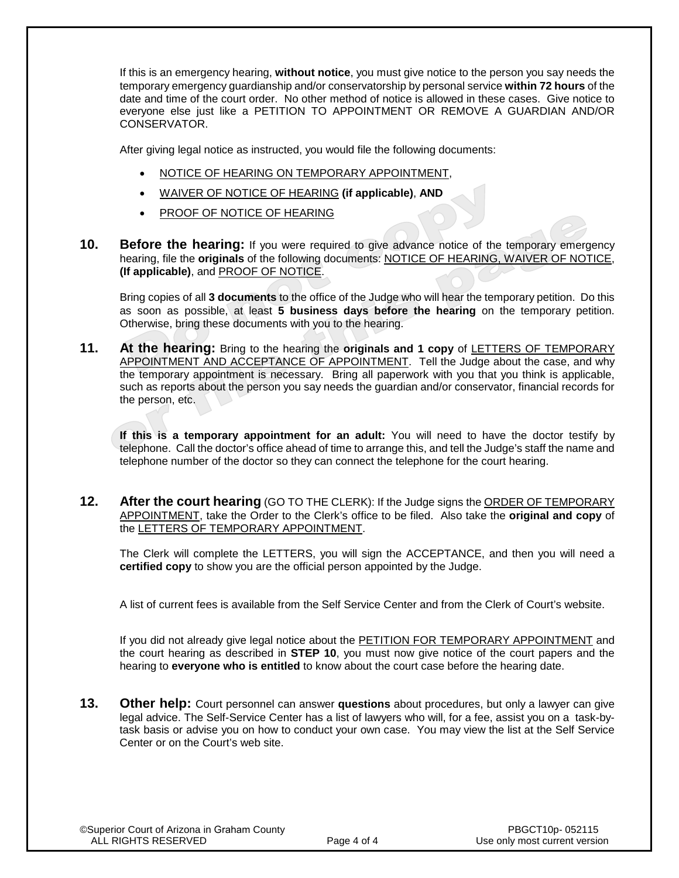If this is an emergency hearing, **without notice**, you must give notice to the person you say needs the temporary emergency guardianship and/or conservatorship by personal service **within 72 hours** of the date and time of the court order. No other method of notice is allowed in these cases. Give notice to everyone else just like a PETITION TO APPOINTMENT OR REMOVE A GUARDIAN AND/OR CONSERVATOR.

After giving legal notice as instructed, you would file the following documents:

- NOTICE OF HEARING ON TEMPORARY APPOINTMENT,
- WAIVER OF NOTICE OF HEARING **(if applicable)**, **AND**
- PROOF OF NOTICE OF HEARING

**10. Before the hearing:** If you were required to give advance notice of the temporary emergency hearing, file the **originals** of the following documents: NOTICE OF HEARING, WAIVER OF NOTICE, **(If applicable)**, and PROOF OF NOTICE.

Bring copies of all **3 documents** to the office of the Judge who will hear the temporary petition. Do this as soon as possible, at least **5 business days before the hearing** on the temporary petition. Otherwise, bring these documents with you to the hearing.

**11. At the hearing:** Bring to the hearing the **originals and 1 copy** of LETTERS OF TEMPORARY APPOINTMENT AND ACCEPTANCE OF APPOINTMENT. Tell the Judge about the case, and why the temporary appointment is necessary. Bring all paperwork with you that you think is applicable, such as reports about the person you say needs the guardian and/or conservator, financial records for the person, etc.

**If this is a temporary appointment for an adult:** You will need to have the doctor testify by telephone. Call the doctor's office ahead of time to arrange this, and tell the Judge's staff the name and telephone number of the doctor so they can connect the telephone for the court hearing.

**12. After the court hearing** (GO TO THE CLERK): If the Judge signs the ORDER OF TEMPORARY APPOINTMENT, take the Order to the Clerk's office to be filed. Also take the **original and copy** of the LETTERS OF TEMPORARY APPOINTMENT.

The Clerk will complete the LETTERS, you will sign the ACCEPTANCE, and then you will need a **certified copy** to show you are the official person appointed by the Judge.

A list of current fees is available from the Self Service Center and from the Clerk of Court's website.

If you did not already give legal notice about the PETITION FOR TEMPORARY APPOINTMENT and the court hearing as described in **STEP 10**, you must now give notice of the court papers and the hearing to **everyone who is entitled** to know about the court case before the hearing date.

**13. Other help:** Court personnel can answer **questions** about procedures, but only a lawyer can give legal advice. The Self-Service Center has a list of lawyers who will, for a fee, assist you on a task-by-task basis or advise you on how to conduct your own case. You may view the list at the Self Service Center or on the Court's web site.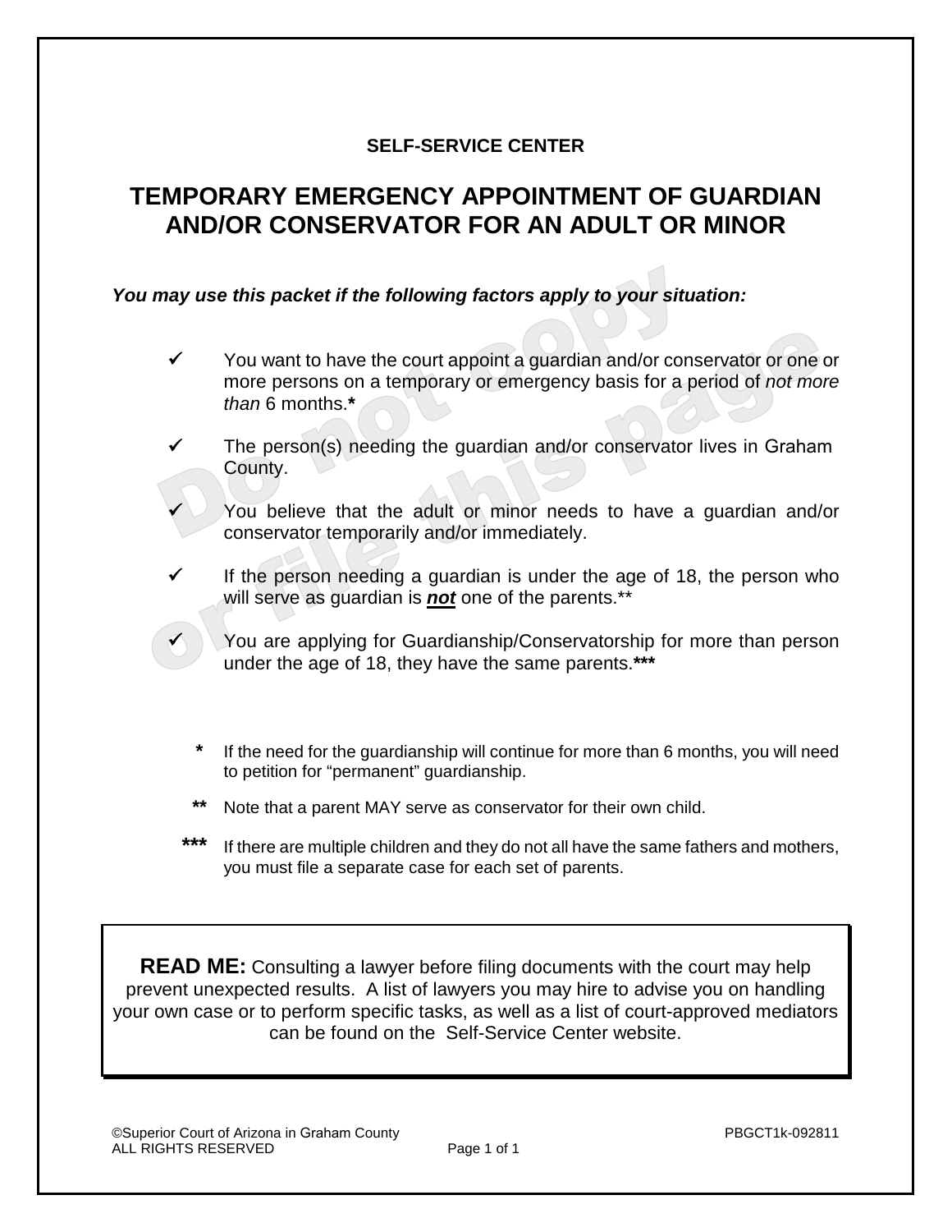**SELF-SERVICE CENTER**

# TEMPORARY EMERGENCY APPOINTMENT OF GUARDIAN AND/OR CONSERVATOR FOR AN ADULT OR MINOR

***You may use this packet if the following factors apply to your situation:***

- ✓ You want to have the court appoint a guardian and/or conservator or one or more persons on a temporary or emergency basis for a period of *not more than* 6 months.**\***
- ✓ The person(s) needing the guardian and/or conservator lives in Graham County.
- ✓ You believe that the adult or minor needs to have a guardian and/or conservator temporarily and/or immediately.
- ✓ If the person needing a guardian is under the age of 18, the person who will serve as guardian is ***not*** one of the parents.**
- ✓ You are applying for Guardianship/Conservatorship for more than person under the age of 18, they have the same parents.**\*\*\***

**\*** If the need for the guardianship will continue for more than 6 months, you will need to petition for "permanent" guardianship.

**\*\*** Note that a parent MAY serve as conservator for their own child.

**\*\*\*** If there are multiple children and they do not all have the same fathers and mothers, you must file a separate case for each set of parents.

---

**READ ME:** Consulting a lawyer before filing documents with the court may help prevent unexpected results. A list of lawyers you may hire to advise you on handling your own case or to perform specific tasks, as well as a list of court-approved mediators can be found on the Self-Service Center website.

---

©Superior Court of Arizona in Graham County
ALL RIGHTS RESERVED

PBGCT1k-092811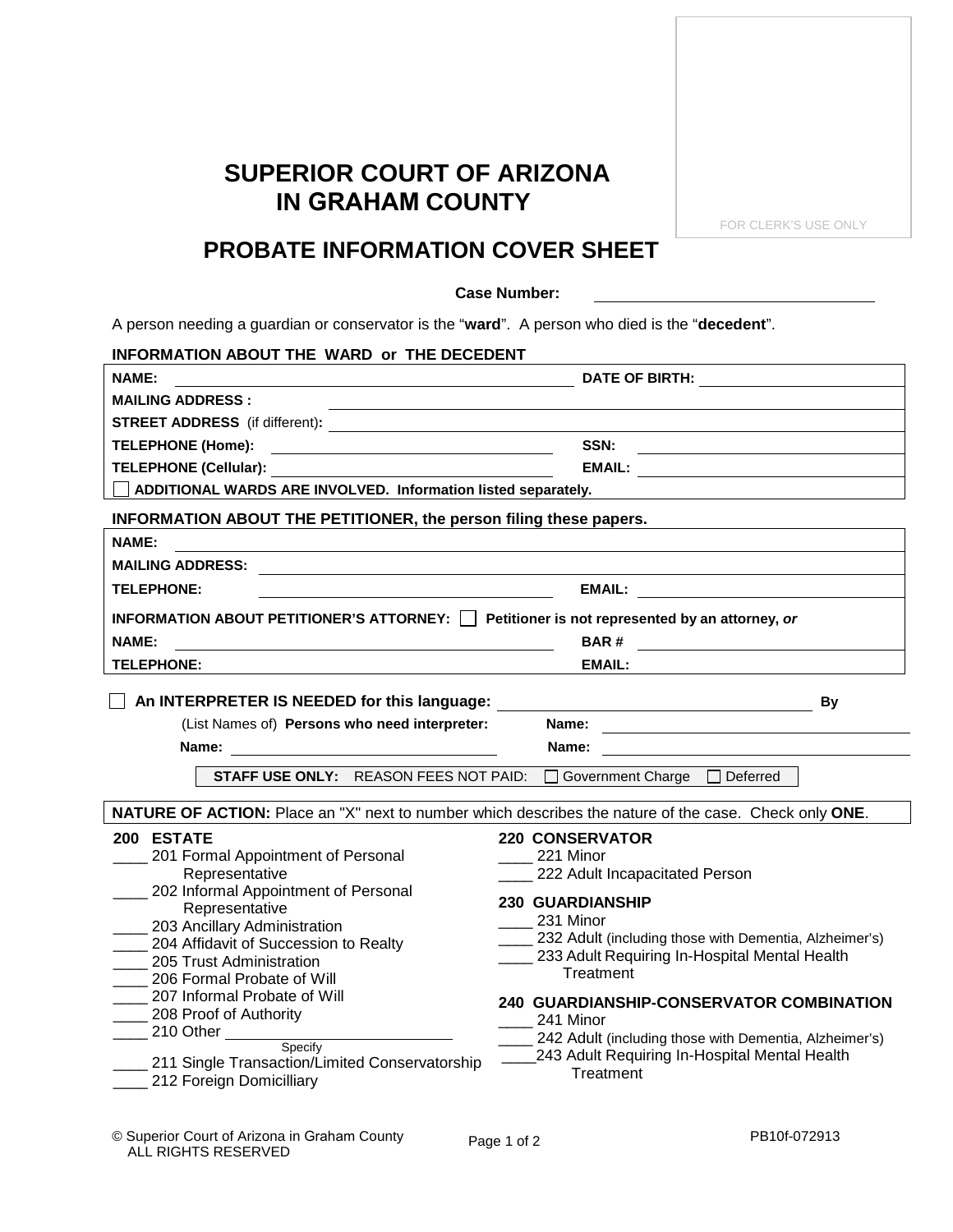FOR CLERK'S USE ONLY

# SUPERIOR COURT OF ARIZONA IN GRAHAM COUNTY

## PROBATE INFORMATION COVER SHEET

**Case Number:** ____________________

A person needing a guardian or conservator is the "**ward**". A person who died is the "**decedent**".

**INFORMATION ABOUT THE WARD or THE DECEDENT**

| | |
|---|---|
| **NAME:** | **DATE OF BIRTH:** |
| **MAILING ADDRESS :** | |
| **STREET ADDRESS** (if different)**:** | |
| **TELEPHONE (Home):** | **SSN:** |
| **TELEPHONE (Cellular):** | **EMAIL:** |
| ☐ **ADDITIONAL WARDS ARE INVOLVED. Information listed separately.** | |

**INFORMATION ABOUT THE PETITIONER, the person filing these papers.**

| | |
|---|---|
| **NAME:** | |
| **MAILING ADDRESS:** | |
| **TELEPHONE:** | **EMAIL:** |
| **INFORMATION ABOUT PETITIONER'S ATTORNEY:** ☐ **Petitioner is not represented by an attorney, *or*** | |
| **NAME:** | **BAR #** |
| **TELEPHONE:** | **EMAIL:** |

☐ **An INTERPRETER IS NEEDED for this language:** ____________________ **By**

(List Names of) **Persons who need interpreter:** **Name:** ____________________

**Name:** ____________________ **Name:** ____________________

**STAFF USE ONLY:** REASON FEES NOT PAID: ☐ Government Charge ☐ Deferred

**NATURE OF ACTION:** Place an "X" next to number which describes the nature of the case. Check only **ONE**.

**200 ESTATE**

- ____ 201 Formal Appointment of Personal Representative
- ____ 202 Informal Appointment of Personal Representative
- ____ 203 Ancillary Administration
- ____ 204 Affidavit of Succession to Realty
- ____ 205 Trust Administration
- ____ 206 Formal Probate of Will
- ____ 207 Informal Probate of Will
- ____ 208 Proof of Authority
- ____ 210 Other ____________________ (Specify)
- ____ 211 Single Transaction/Limited Conservatorship
- ____ 212 Foreign Domicilliary

**220 CONSERVATOR**

- ____ 221 Minor
- ____ 222 Adult Incapacitated Person

**230 GUARDIANSHIP**

- ____ 231 Minor
- ____ 232 Adult (including those with Dementia, Alzheimer's)
- ____ 233 Adult Requiring In-Hospital Mental Health Treatment

**240 GUARDIANSHIP-CONSERVATOR COMBINATION**

- ____ 241 Minor
- ____ 242 Adult (including those with Dementia, Alzheimer's)
- ____ 243 Adult Requiring In-Hospital Mental Health Treatment

© Superior Court of Arizona in Graham County
ALL RIGHTS RESERVED

PB10f-072913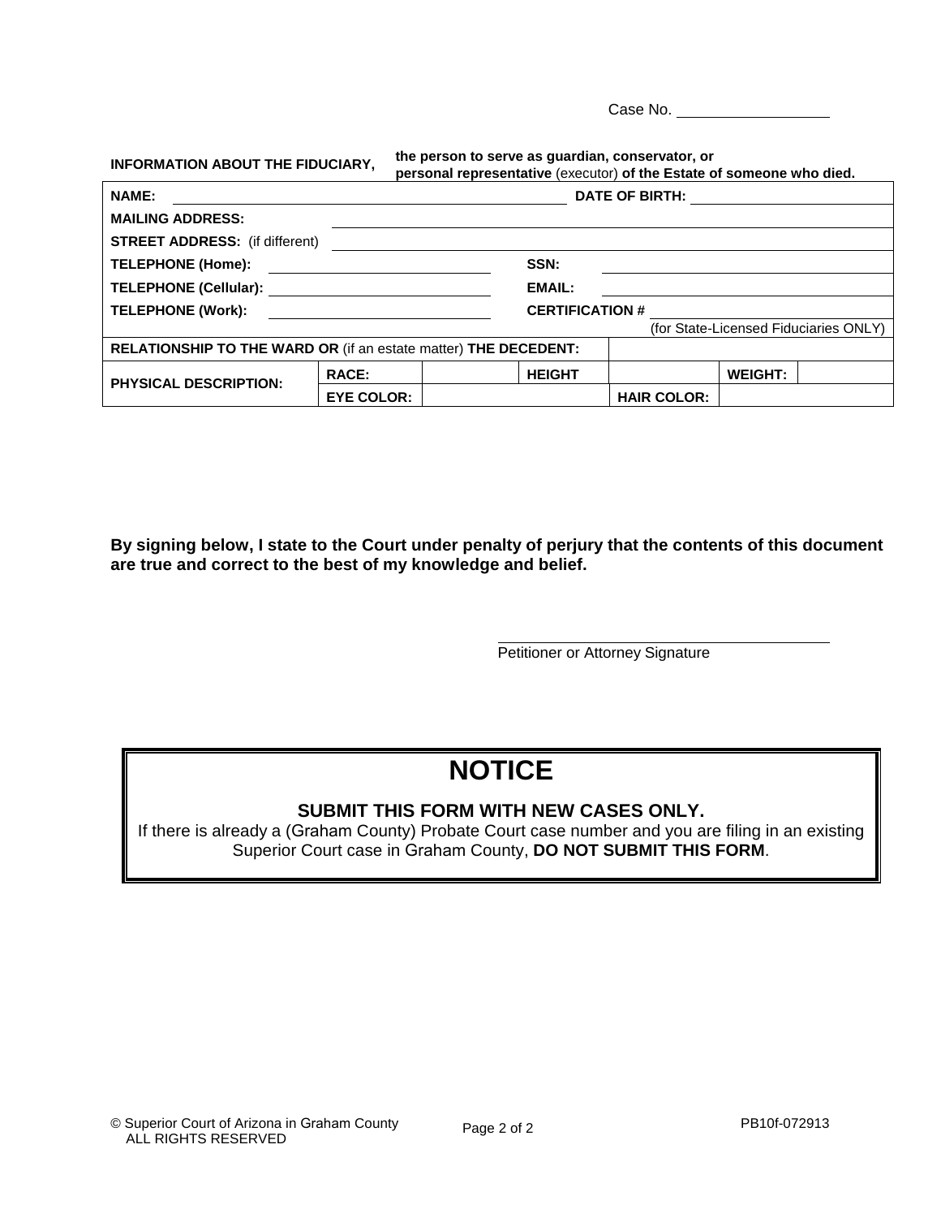Case No. ___________________

**INFORMATION ABOUT THE FIDUCIARY,** **the person to serve as guardian, conservator, or personal representative** (executor) **of the Estate of someone who died.**

| | | | | | | |
|---|---|---|---|---|---|---|
| **NAME:** | | | | **DATE OF BIRTH:** | | |
| **MAILING ADDRESS:** | | | | | | |
| **STREET ADDRESS:** (if different) | | | | | | |
| **TELEPHONE (Home):** | | | **SSN:** | | | |
| **TELEPHONE (Cellular):** | | | **EMAIL:** | | | |
| **TELEPHONE (Work):** | | | **CERTIFICATION #** (for State-Licensed Fiduciaries ONLY) | | | |
| **RELATIONSHIP TO THE WARD OR** (if an estate matter) **THE DECEDENT:** | | | | | | |
| **PHYSICAL DESCRIPTION:** | **RACE:** | | **HEIGHT** | | **WEIGHT:** | |
| | **EYE COLOR:** | | | **HAIR COLOR:** | | |

**By signing below, I state to the Court under penalty of perjury that the contents of this document are true and correct to the best of my knowledge and belief.**

_______________________________
Petitioner or Attorney Signature

# NOTICE

**SUBMIT THIS FORM WITH NEW CASES ONLY.**
If there is already a (Graham County) Probate Court case number and you are filing in an existing Superior Court case in Graham County, **DO NOT SUBMIT THIS FORM**.

© Superior Court of Arizona in Graham County
ALL RIGHTS RESERVED

PB10f-072913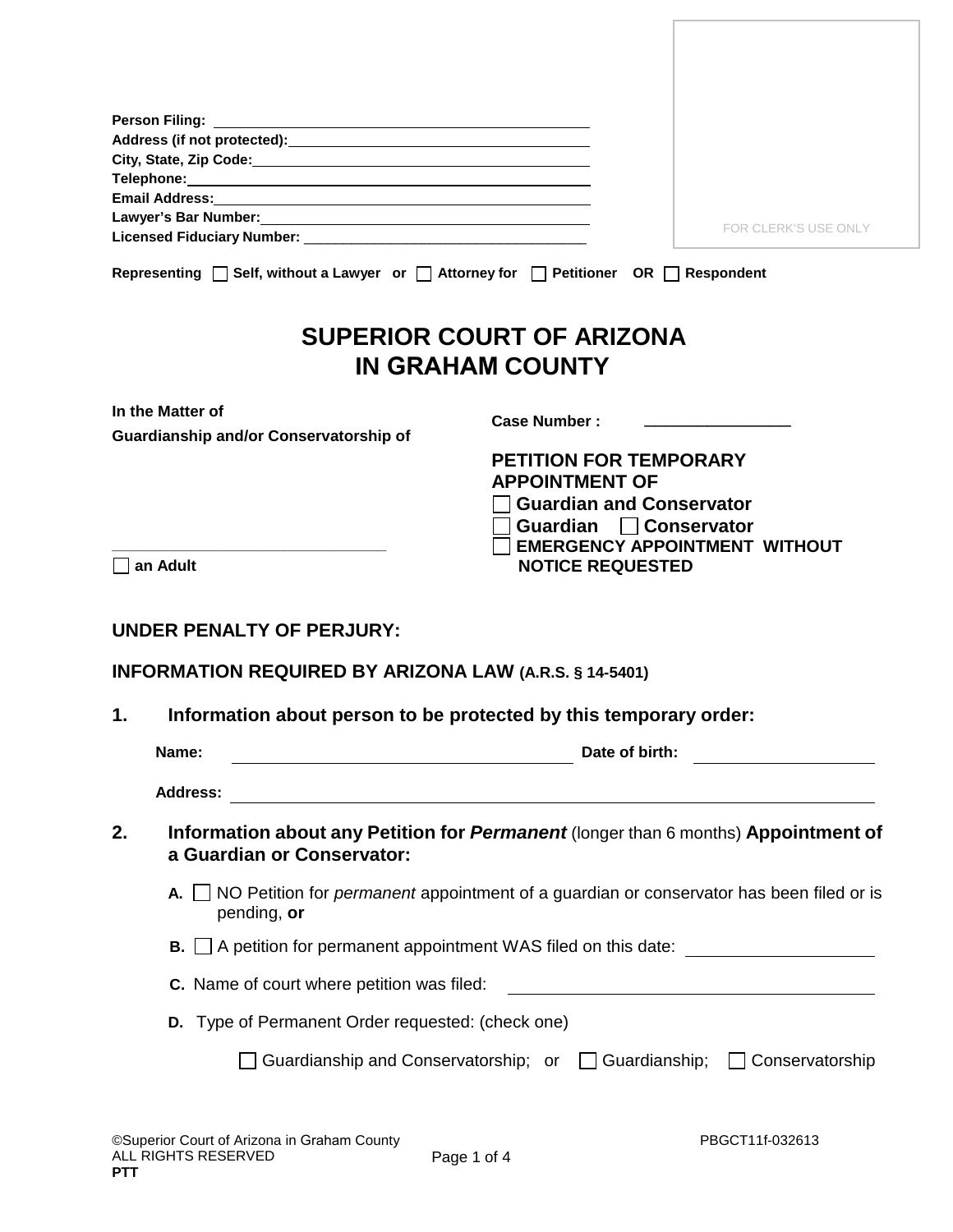Person Filing: ______________________________
Address (if not protected): ______________________________
City, State, Zip Code: ______________________________
Telephone: ______________________________
Email Address: ______________________________
Lawyer's Bar Number: ______________________________
Licensed Fiduciary Number: ______________________________

FOR CLERK'S USE ONLY

**Representing** ☐ **Self, without a Lawyer or** ☐ **Attorney for** ☐ **Petitioner OR** ☐ **Respondent**

# SUPERIOR COURT OF ARIZONA IN GRAHAM COUNTY

**In the Matter of**
**Guardianship and/or Conservatorship of**

______________________________

☐ **an Adult**

**Case Number :** ________________

**PETITION FOR TEMPORARY APPOINTMENT OF**
☐ **Guardian and Conservator**
☐ **Guardian** ☐ **Conservator**
☐ **EMERGENCY APPOINTMENT WITHOUT NOTICE REQUESTED**

## UNDER PENALTY OF PERJURY:

## INFORMATION REQUIRED BY ARIZONA LAW (A.R.S. § 14-5401)

**1. Information about person to be protected by this temporary order:**

**Name:** ______________________________ **Date of birth:** ________________

**Address:** ______________________________

**2. Information about any Petition for *Permanent*** (longer than 6 months) **Appointment of a Guardian or Conservator:**

**A.** ☐ NO Petition for *permanent* appointment of a guardian or conservator has been filed or is pending, **or**

**B.** ☐ A petition for permanent appointment WAS filed on this date: ________________

**C.** Name of court where petition was filed: ______________________________

**D.** Type of Permanent Order requested: (check one)

☐ Guardianship and Conservatorship; or ☐ Guardianship; ☐ Conservatorship

©Superior Court of Arizona in Graham County
ALL RIGHTS RESERVED
**PTT**

PBGCT11f-032613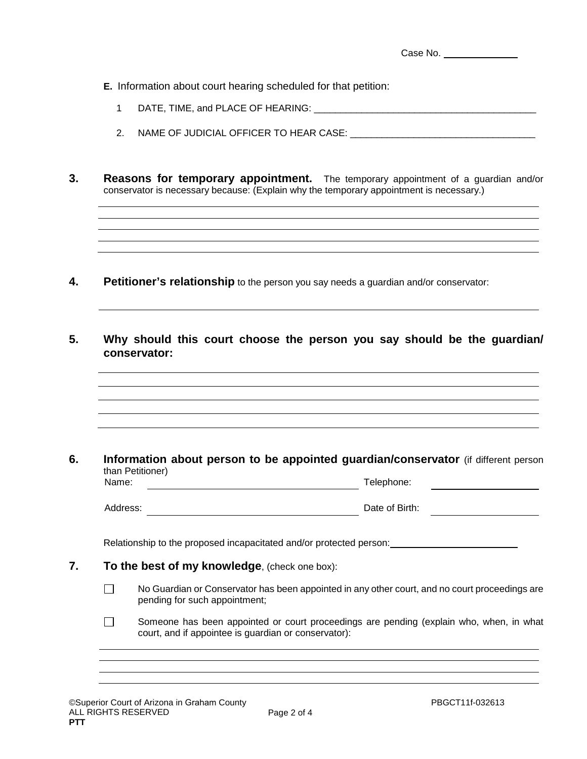Case No. ______________

**E.** Information about court hearing scheduled for that petition:

1 DATE, TIME, and PLACE OF HEARING: ___________________________________________

2. NAME OF JUDICIAL OFFICER TO HEAR CASE: ____________________________________

**3. Reasons for temporary appointment.** The temporary appointment of a guardian and/or conservator is necessary because: (Explain why the temporary appointment is necessary.)

______________________________________________________________________________
______________________________________________________________________________
______________________________________________________________________________
______________________________________________________________________________
______________________________________________________________________________

**4. Petitioner's relationship** to the person you say needs a guardian and/or conservator:

______________________________________________________________________________

**5. Why should this court choose the person you say should be the guardian/ conservator:**

______________________________________________________________________________
______________________________________________________________________________
______________________________________________________________________________
______________________________________________________________________________
______________________________________________________________________________

**6. Information about person to be appointed guardian/conservator** (if different person than Petitioner)

Name: ________________________________ Telephone: ____________________

Address: ______________________________ Date of Birth: __________________

Relationship to the proposed incapacitated and/or protected person: ________________________

**7. To the best of my knowledge**, (check one box):

☐ No Guardian or Conservator has been appointed in any other court, and no court proceedings are pending for such appointment;

☐ Someone has been appointed or court proceedings are pending (explain who, when, in what court, and if appointee is guardian or conservator):

______________________________________________________________________________
______________________________________________________________________________
______________________________________________________________________________
______________________________________________________________________________

©Superior Court of Arizona in Graham County
ALL RIGHTS RESERVED
**PTT**

PBGCT11f-032613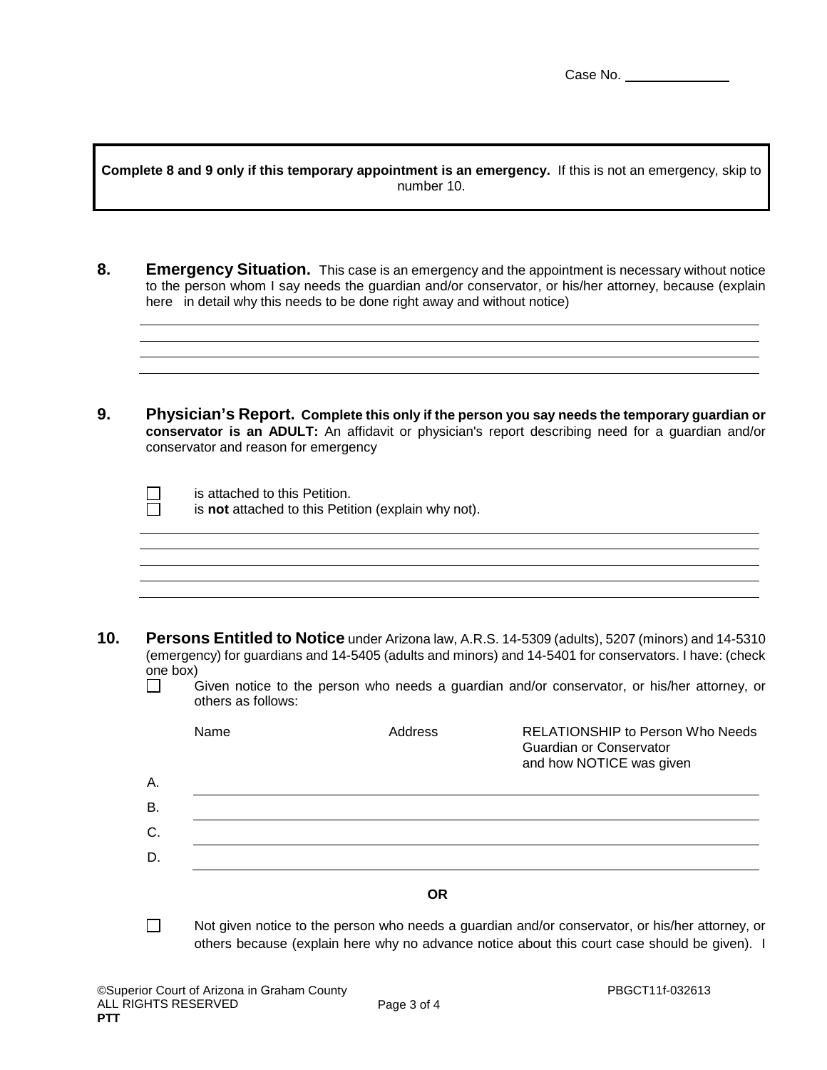Case No. \_\_\_\_\_\_\_\_\_\_\_\_\_\_

**Complete 8 and 9 only if this temporary appointment is an emergency.** If this is not an emergency, skip to number 10.

**8. Emergency Situation.** This case is an emergency and the appointment is necessary without notice to the person whom I say needs the guardian and/or conservator, or his/her attorney, because (explain here in detail why this needs to be done right away and without notice)

\_\_\_\_\_\_\_\_\_\_\_\_\_\_\_\_\_\_\_\_\_\_\_\_\_\_\_\_\_\_\_\_\_\_\_\_\_\_\_\_\_\_\_\_\_\_\_\_\_\_\_\_\_\_\_\_\_\_\_\_\_\_\_\_\_\_\_\_\_\_\_\_\_\_\_\_\_\_
\_\_\_\_\_\_\_\_\_\_\_\_\_\_\_\_\_\_\_\_\_\_\_\_\_\_\_\_\_\_\_\_\_\_\_\_\_\_\_\_\_\_\_\_\_\_\_\_\_\_\_\_\_\_\_\_\_\_\_\_\_\_\_\_\_\_\_\_\_\_\_\_\_\_\_\_\_\_
\_\_\_\_\_\_\_\_\_\_\_\_\_\_\_\_\_\_\_\_\_\_\_\_\_\_\_\_\_\_\_\_\_\_\_\_\_\_\_\_\_\_\_\_\_\_\_\_\_\_\_\_\_\_\_\_\_\_\_\_\_\_\_\_\_\_\_\_\_\_\_\_\_\_\_\_\_\_
\_\_\_\_\_\_\_\_\_\_\_\_\_\_\_\_\_\_\_\_\_\_\_\_\_\_\_\_\_\_\_\_\_\_\_\_\_\_\_\_\_\_\_\_\_\_\_\_\_\_\_\_\_\_\_\_\_\_\_\_\_\_\_\_\_\_\_\_\_\_\_\_\_\_\_\_\_\_

**9. Physician's Report. Complete this only if the person you say needs the temporary guardian or conservator is an ADULT:** An affidavit or physician's report describing need for a guardian and/or conservator and reason for emergency

☐ is attached to this Petition.
☐ is **not** attached to this Petition (explain why not).

\_\_\_\_\_\_\_\_\_\_\_\_\_\_\_\_\_\_\_\_\_\_\_\_\_\_\_\_\_\_\_\_\_\_\_\_\_\_\_\_\_\_\_\_\_\_\_\_\_\_\_\_\_\_\_\_\_\_\_\_\_\_\_\_\_\_\_\_\_\_\_\_\_\_\_\_\_\_
\_\_\_\_\_\_\_\_\_\_\_\_\_\_\_\_\_\_\_\_\_\_\_\_\_\_\_\_\_\_\_\_\_\_\_\_\_\_\_\_\_\_\_\_\_\_\_\_\_\_\_\_\_\_\_\_\_\_\_\_\_\_\_\_\_\_\_\_\_\_\_\_\_\_\_\_\_\_
\_\_\_\_\_\_\_\_\_\_\_\_\_\_\_\_\_\_\_\_\_\_\_\_\_\_\_\_\_\_\_\_\_\_\_\_\_\_\_\_\_\_\_\_\_\_\_\_\_\_\_\_\_\_\_\_\_\_\_\_\_\_\_\_\_\_\_\_\_\_\_\_\_\_\_\_\_\_
\_\_\_\_\_\_\_\_\_\_\_\_\_\_\_\_\_\_\_\_\_\_\_\_\_\_\_\_\_\_\_\_\_\_\_\_\_\_\_\_\_\_\_\_\_\_\_\_\_\_\_\_\_\_\_\_\_\_\_\_\_\_\_\_\_\_\_\_\_\_\_\_\_\_\_\_\_\_
\_\_\_\_\_\_\_\_\_\_\_\_\_\_\_\_\_\_\_\_\_\_\_\_\_\_\_\_\_\_\_\_\_\_\_\_\_\_\_\_\_\_\_\_\_\_\_\_\_\_\_\_\_\_\_\_\_\_\_\_\_\_\_\_\_\_\_\_\_\_\_\_\_\_\_\_\_\_

**10. Persons Entitled to Notice** under Arizona law, A.R.S. 14-5309 (adults), 5207 (minors) and 14-5310 (emergency) for guardians and 14-5405 (adults and minors) and 14-5401 for conservators. I have: (check one box)

☐ Given notice to the person who needs a guardian and/or conservator, or his/her attorney, or others as follows:

| | Name | Address | RELATIONSHIP to Person Who Needs Guardian or Conservator and how NOTICE was given |
|---|---|---|---|
| A. | | | |
| B. | | | |
| C. | | | |
| D. | | | |

**OR**

☐ Not given notice to the person who needs a guardian and/or conservator, or his/her attorney, or others because (explain here why no advance notice about this court case should be given). I

©Superior Court of Arizona in Graham County
ALL RIGHTS RESERVED
**PTT**

PBGCT11f-032613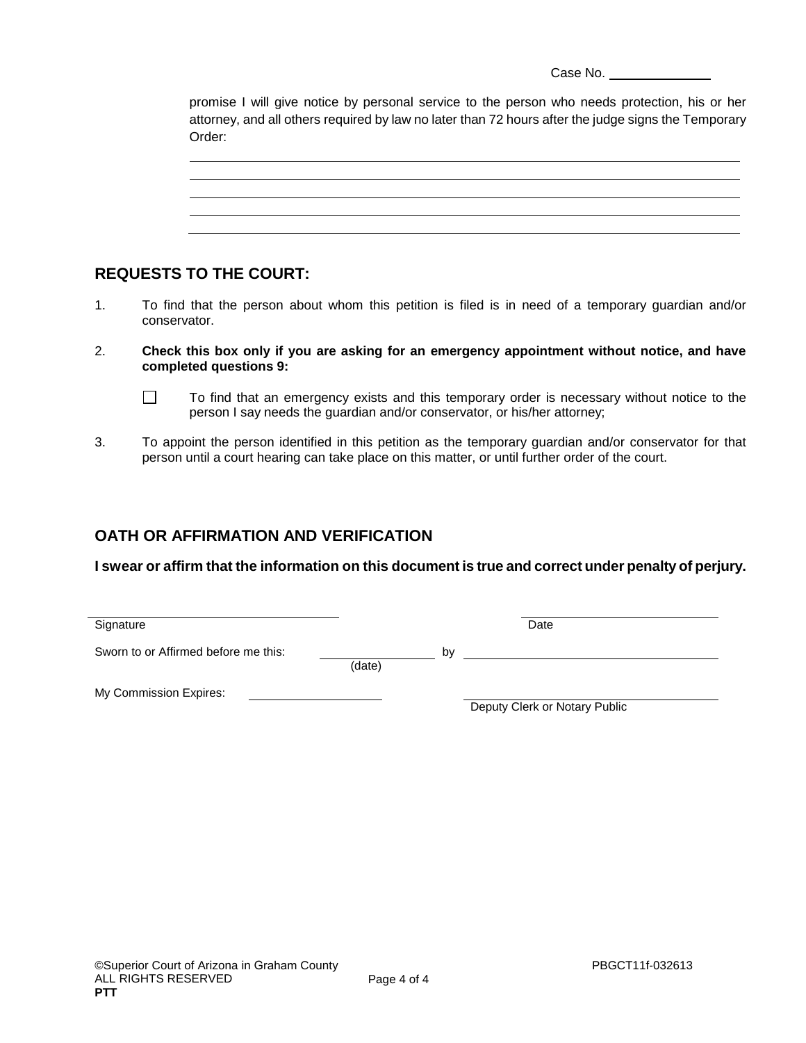Case No. ______________

promise I will give notice by personal service to the person who needs protection, his or her attorney, and all others required by law no later than 72 hours after the judge signs the Temporary Order:

________________________________________________________________________
________________________________________________________________________
________________________________________________________________________
________________________________________________________________________
________________________________________________________________________

## REQUESTS TO THE COURT:

1. To find that the person about whom this petition is filed is in need of a temporary guardian and/or conservator.

2. **Check this box only if you are asking for an emergency appointment without notice, and have completed questions 9:**

   ☐ To find that an emergency exists and this temporary order is necessary without notice to the person I say needs the guardian and/or conservator, or his/her attorney;

3. To appoint the person identified in this petition as the temporary guardian and/or conservator for that person until a court hearing can take place on this matter, or until further order of the court.

## OATH OR AFFIRMATION AND VERIFICATION

**I swear or affirm that the information on this document is true and correct under penalty of perjury.**

______________________________ Signature &nbsp;&nbsp;&nbsp;&nbsp;&nbsp;&nbsp;&nbsp;&nbsp; ______________________________ Date

Sworn to or Affirmed before me this: ______________ (date) by ______________________________

My Commission Expires: ______________ &nbsp;&nbsp;&nbsp;&nbsp; ______________________________ Deputy Clerk or Notary Public

©Superior Court of Arizona in Graham County
ALL RIGHTS RESERVED
**PTT**

PBGCT11f-032613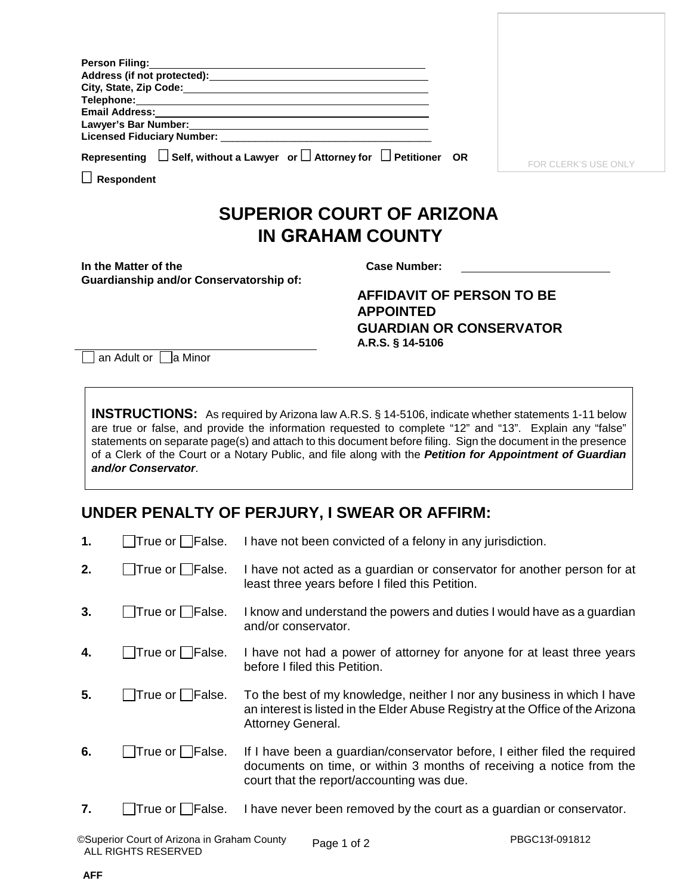**Person Filing:** ______________________________
**Address (if not protected):** ______________________________
**City, State, Zip Code:** ______________________________
**Telephone:** ______________________________
**Email Address:** ______________________________
**Lawyer's Bar Number:** ______________________________
**Licensed Fiduciary Number:** ______________________________

**Representing** ☐ **Self, without a Lawyer or** ☐ **Attorney for** ☐ **Petitioner OR** ☐ **Respondent**

FOR CLERK'S USE ONLY

# SUPERIOR COURT OF ARIZONA
# IN GRAHAM COUNTY

**In the Matter of the Guardianship and/or Conservatorship of:**

______________________________

☐ an Adult or ☐ a Minor

**Case Number:** ______________________________

## AFFIDAVIT OF PERSON TO BE APPOINTED GUARDIAN OR CONSERVATOR
**A.R.S. § 14-5106**

**INSTRUCTIONS:** As required by Arizona law A.R.S. § 14-5106, indicate whether statements 1-11 below are true or false, and provide the information requested to complete "12" and "13". Explain any "false" statements on separate page(s) and attach to this document before filing. Sign the document in the presence of a Clerk of the Court or a Notary Public, and file along with the ***Petition for Appointment of Guardian and/or Conservator***.

## UNDER PENALTY OF PERJURY, I SWEAR OR AFFIRM:

**1.** ☐ True or ☐ False. I have not been convicted of a felony in any jurisdiction.

**2.** ☐ True or ☐ False. I have not acted as a guardian or conservator for another person for at least three years before I filed this Petition.

**3.** ☐ True or ☐ False. I know and understand the powers and duties I would have as a guardian and/or conservator.

**4.** ☐ True or ☐ False. I have not had a power of attorney for anyone for at least three years before I filed this Petition.

**5.** ☐ True or ☐ False. To the best of my knowledge, neither I nor any business in which I have an interest is listed in the Elder Abuse Registry at the Office of the Arizona Attorney General.

**6.** ☐ True or ☐ False. If I have been a guardian/conservator before, I either filed the required documents on time, or within 3 months of receiving a notice from the court that the report/accounting was due.

**7.** ☐ True or ☐ False. I have never been removed by the court as a guardian or conservator.

©Superior Court of Arizona in Graham County
ALL RIGHTS RESERVED

PBGC13f-091812

AFF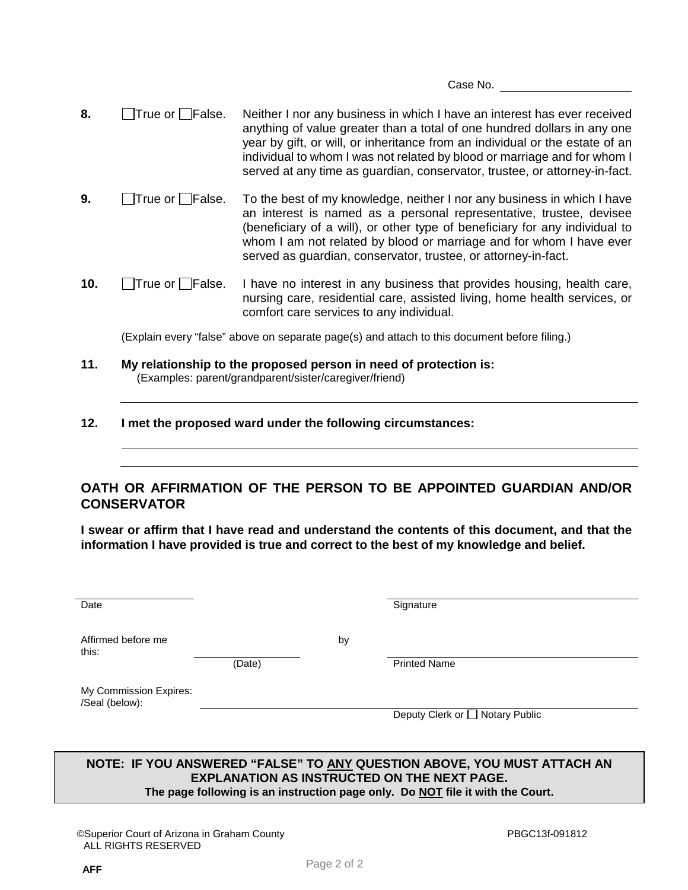Case No. ____________________

**8.** ☐True or ☐False. Neither I nor any business in which I have an interest has ever received anything of value greater than a total of one hundred dollars in any one year by gift, or will, or inheritance from an individual or the estate of an individual to whom I was not related by blood or marriage and for whom I served at any time as guardian, conservator, trustee, or attorney-in-fact.

**9.** ☐True or ☐False. To the best of my knowledge, neither I nor any business in which I have an interest is named as a personal representative, trustee, devisee (beneficiary of a will), or other type of beneficiary for any individual to whom I am not related by blood or marriage and for whom I have ever served as guardian, conservator, trustee, or attorney-in-fact.

**10.** ☐True or ☐False. I have no interest in any business that provides housing, health care, nursing care, residential care, assisted living, home health services, or comfort care services to any individual.

(Explain every "false" above on separate page(s) and attach to this document before filing.)

**11. My relationship to the proposed person in need of protection is:**
(Examples: parent/grandparent/sister/caregiver/friend)

______________________________________________________________________

**12. I met the proposed ward under the following circumstances:**

______________________________________________________________________

______________________________________________________________________

## OATH OR AFFIRMATION OF THE PERSON TO BE APPOINTED GUARDIAN AND/OR CONSERVATOR

**I swear or affirm that I have read and understand the contents of this document, and that the information I have provided is true and correct to the best of my knowledge and belief.**

____________________ ______________________________
Date Signature

Affirmed before me this: ____________________ by ______________________________
(Date) Printed Name

My Commission Expires: /Seal (below): ______________________________
Deputy Clerk or ☐ Notary Public

**NOTE: IF YOU ANSWERED "FALSE" TO ANY QUESTION ABOVE, YOU MUST ATTACH AN EXPLANATION AS INSTRUCTED ON THE NEXT PAGE.**
**The page following is an instruction page only. Do NOT file it with the Court.**

©Superior Court of Arizona in Graham County PBGC13f-091812
ALL RIGHTS RESERVED

AFF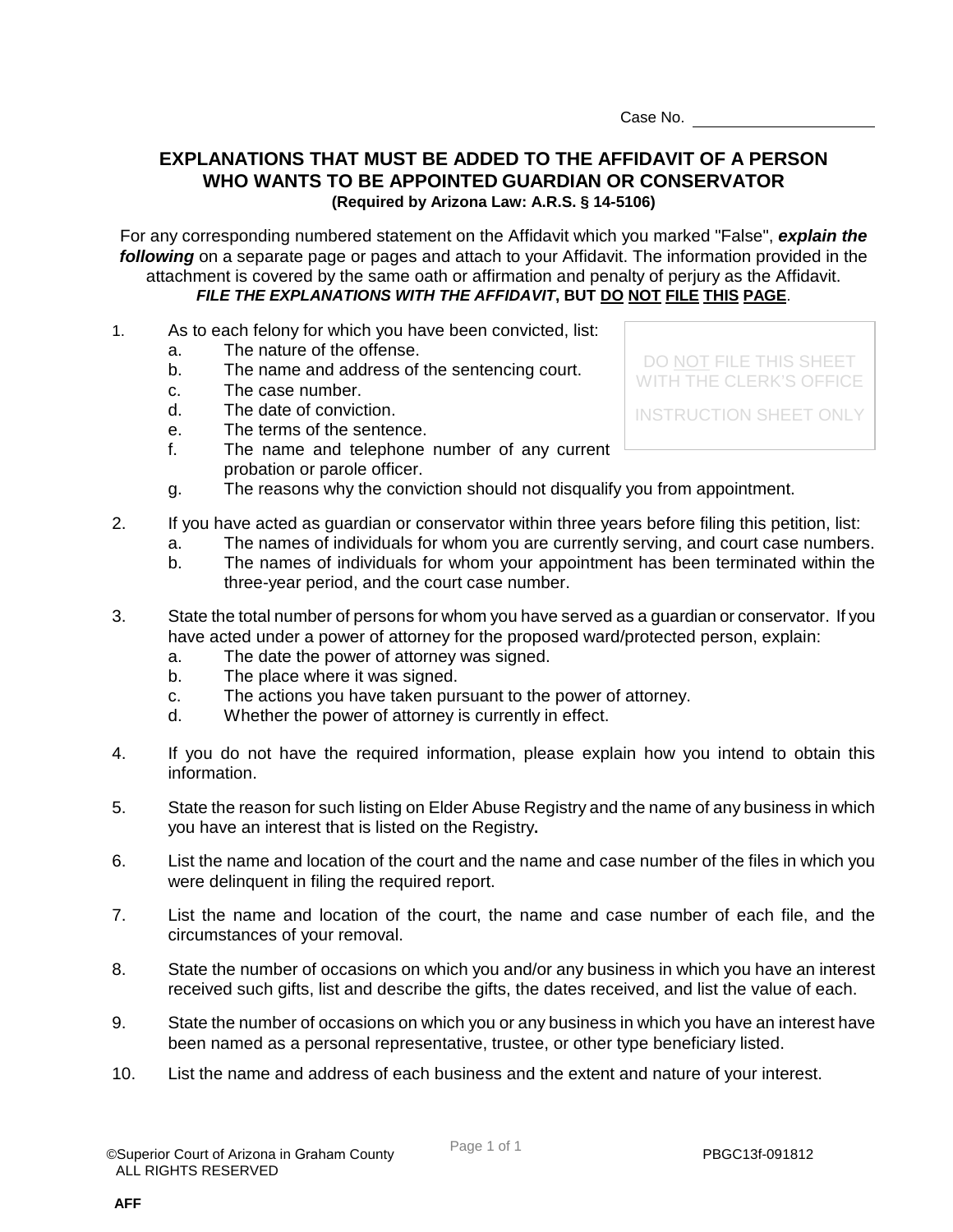Case No. ____________________

# EXPLANATIONS THAT MUST BE ADDED TO THE AFFIDAVIT OF A PERSON WHO WANTS TO BE APPOINTED GUARDIAN OR CONSERVATOR

**(Required by Arizona Law: A.R.S. § 14-5106)**

For any corresponding numbered statement on the Affidavit which you marked "False", ***explain the following*** on a separate page or pages and attach to your Affidavit. The information provided in the attachment is covered by the same oath or affirmation and penalty of perjury as the Affidavit. ***FILE THE EXPLANATIONS WITH THE AFFIDAVIT*, BUT DO NOT FILE THIS PAGE**.

DO NOT FILE THIS SHEET WITH THE CLERK'S OFFICE

INSTRUCTION SHEET ONLY

1. As to each felony for which you have been convicted, list:
   a. The nature of the offense.
   b. The name and address of the sentencing court.
   c. The case number.
   d. The date of conviction.
   e. The terms of the sentence.
   f. The name and telephone number of any current probation or parole officer.
   g. The reasons why the conviction should not disqualify you from appointment.

2. If you have acted as guardian or conservator within three years before filing this petition, list:
   a. The names of individuals for whom you are currently serving, and court case numbers.
   b. The names of individuals for whom your appointment has been terminated within the three-year period, and the court case number.

3. State the total number of persons for whom you have served as a guardian or conservator. If you have acted under a power of attorney for the proposed ward/protected person, explain:
   a. The date the power of attorney was signed.
   b. The place where it was signed.
   c. The actions you have taken pursuant to the power of attorney.
   d. Whether the power of attorney is currently in effect.

4. If you do not have the required information, please explain how you intend to obtain this information.

5. State the reason for such listing on Elder Abuse Registry and the name of any business in which you have an interest that is listed on the Registry**.**

6. List the name and location of the court and the name and case number of the files in which you were delinquent in filing the required report.

7. List the name and location of the court, the name and case number of each file, and the circumstances of your removal.

8. State the number of occasions on which you and/or any business in which you have an interest received such gifts, list and describe the gifts, the dates received, and list the value of each.

9. State the number of occasions on which you or any business in which you have an interest have been named as a personal representative, trustee, or other type beneficiary listed.

10. List the name and address of each business and the extent and nature of your interest.

©Superior Court of Arizona in Graham County
ALL RIGHTS RESERVED

PBGC13f-091812

AFF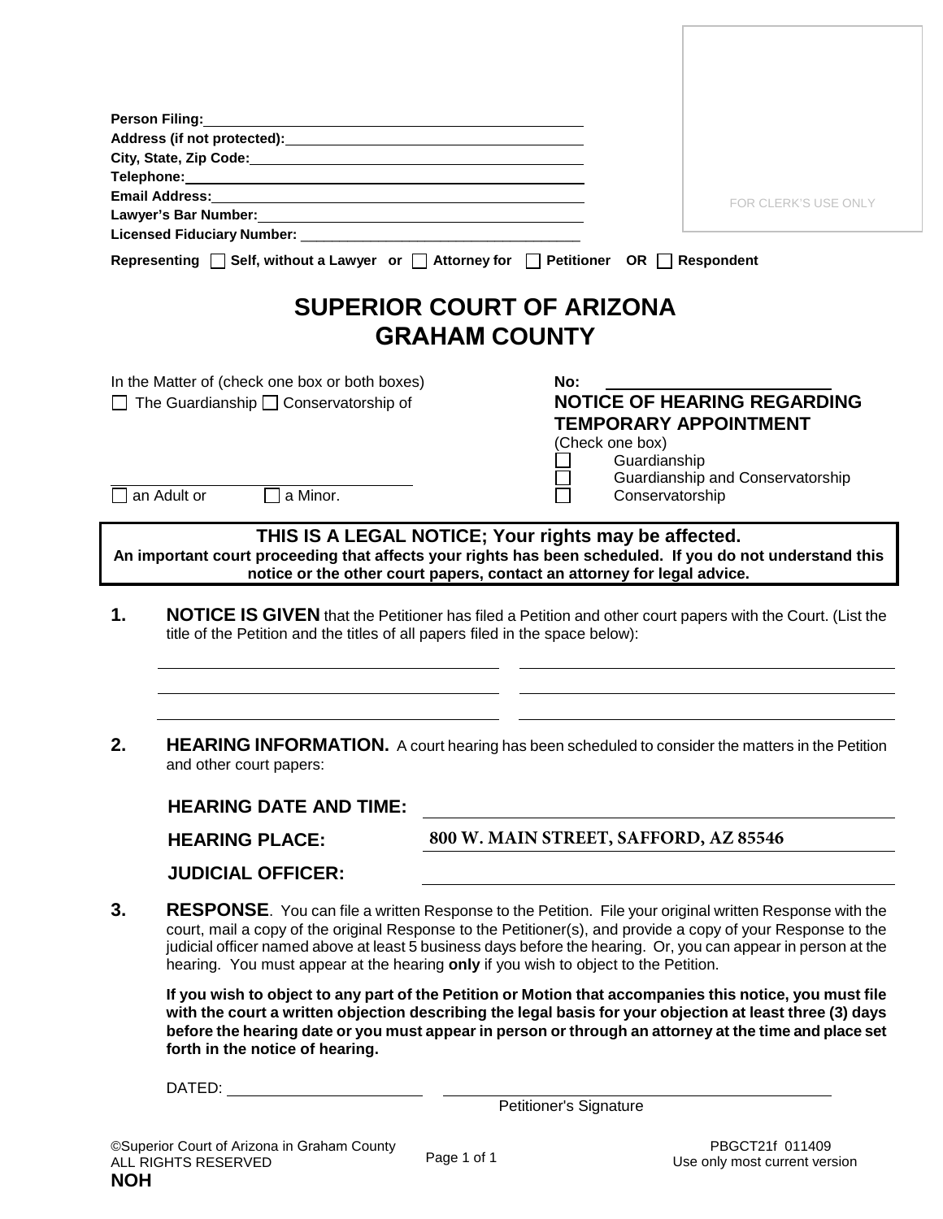Person Filing: ______________________________
Address (if not protected): ______________________________
City, State, Zip Code: ______________________________
Telephone: ______________________________
Email Address: ______________________________
Lawyer's Bar Number: ______________________________
Licensed Fiduciary Number: ______________________________

FOR CLERK'S USE ONLY

**Representing** ☐ **Self, without a Lawyer or** ☐ **Attorney for** ☐ **Petitioner OR** ☐ **Respondent**

# SUPERIOR COURT OF ARIZONA
# GRAHAM COUNTY

In the Matter of (check one box or both boxes)
☐ The Guardianship ☐ Conservatorship of

______________________________
☐ an Adult or ☐ a Minor.

**No:** ______________________________

**NOTICE OF HEARING REGARDING TEMPORARY APPOINTMENT**
(Check one box)
☐ Guardianship
☐ Guardianship and Conservatorship
☐ Conservatorship

**THIS IS A LEGAL NOTICE; Your rights may be affected.**
**An important court proceeding that affects your rights has been scheduled. If you do not understand this notice or the other court papers, contact an attorney for legal advice.**

**1. NOTICE IS GIVEN** that the Petitioner has filed a Petition and other court papers with the Court. (List the title of the Petition and the titles of all papers filed in the space below):

______________________________ ______________________________
______________________________ ______________________________
______________________________ ______________________________

**2. HEARING INFORMATION.** A court hearing has been scheduled to consider the matters in the Petition and other court papers:

**HEARING DATE AND TIME:** ______________________________

**HEARING PLACE:** 800 W. MAIN STREET, SAFFORD, AZ 85546

**JUDICIAL OFFICER:** ______________________________

**3. RESPONSE**. You can file a written Response to the Petition. File your original written Response with the court, mail a copy of the original Response to the Petitioner(s), and provide a copy of your Response to the judicial officer named above at least 5 business days before the hearing. Or, you can appear in person at the hearing. You must appear at the hearing **only** if you wish to object to the Petition.

**If you wish to object to any part of the Petition or Motion that accompanies this notice, you must file with the court a written objection describing the legal basis for your objection at least three (3) days before the hearing date or you must appear in person or through an attorney at the time and place set forth in the notice of hearing.**

DATED: ______________________________ ______________________________
Petitioner's Signature

©Superior Court of Arizona in Graham County
ALL RIGHTS RESERVED
**NOH**

PBGCT21f 011409
Use only most current version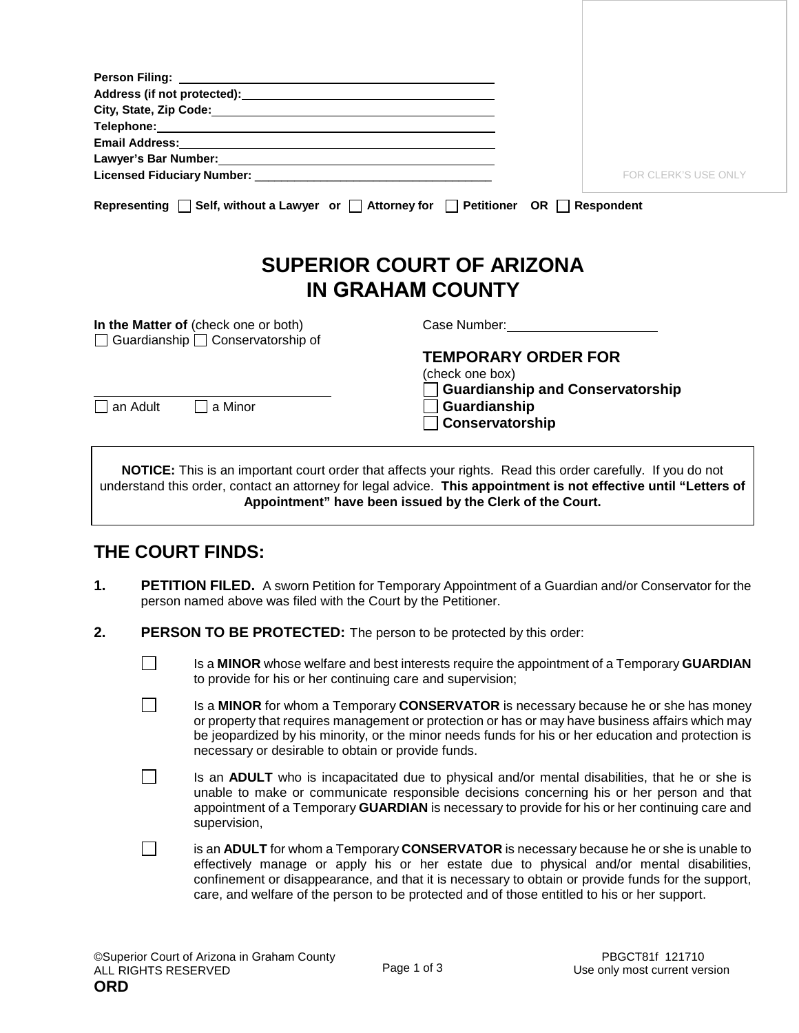Person Filing: ______________________________
Address (if not protected): ______________________________
City, State, Zip Code: ______________________________
Telephone: ______________________________
Email Address: ______________________________
Lawyer's Bar Number: ______________________________
Licensed Fiduciary Number: ______________________________

FOR CLERK'S USE ONLY

**Representing** ☐ **Self, without a Lawyer or** ☐ **Attorney for** ☐ **Petitioner OR** ☐ **Respondent**

# SUPERIOR COURT OF ARIZONA IN GRAHAM COUNTY

**In the Matter of** (check one or both)
☐ Guardianship ☐ Conservatorship of

______________________________
☐ an Adult ☐ a Minor

Case Number: ______________________

**TEMPORARY ORDER FOR**
(check one box)
☐ **Guardianship and Conservatorship**
☐ **Guardianship**
☐ **Conservatorship**

**NOTICE:** This is an important court order that affects your rights. Read this order carefully. If you do not understand this order, contact an attorney for legal advice. **This appointment is not effective until "Letters of Appointment" have been issued by the Clerk of the Court.**

## THE COURT FINDS:

**1. PETITION FILED.** A sworn Petition for Temporary Appointment of a Guardian and/or Conservator for the person named above was filed with the Court by the Petitioner.

**2. PERSON TO BE PROTECTED:** The person to be protected by this order:

☐ Is a **MINOR** whose welfare and best interests require the appointment of a Temporary **GUARDIAN** to provide for his or her continuing care and supervision;

☐ Is a **MINOR** for whom a Temporary **CONSERVATOR** is necessary because he or she has money or property that requires management or protection or has or may have business affairs which may be jeopardized by his minority, or the minor needs funds for his or her education and protection is necessary or desirable to obtain or provide funds.

☐ Is an **ADULT** who is incapacitated due to physical and/or mental disabilities, that he or she is unable to make or communicate responsible decisions concerning his or her person and that appointment of a Temporary **GUARDIAN** is necessary to provide for his or her continuing care and supervision,

☐ is an **ADULT** for whom a Temporary **CONSERVATOR** is necessary because he or she is unable to effectively manage or apply his or her estate due to physical and/or mental disabilities, confinement or disappearance, and that it is necessary to obtain or provide funds for the support, care, and welfare of the person to be protected and of those entitled to his or her support.

©Superior Court of Arizona in Graham County
ALL RIGHTS RESERVED
**ORD**

PBGCT81f 121710
Use only most current version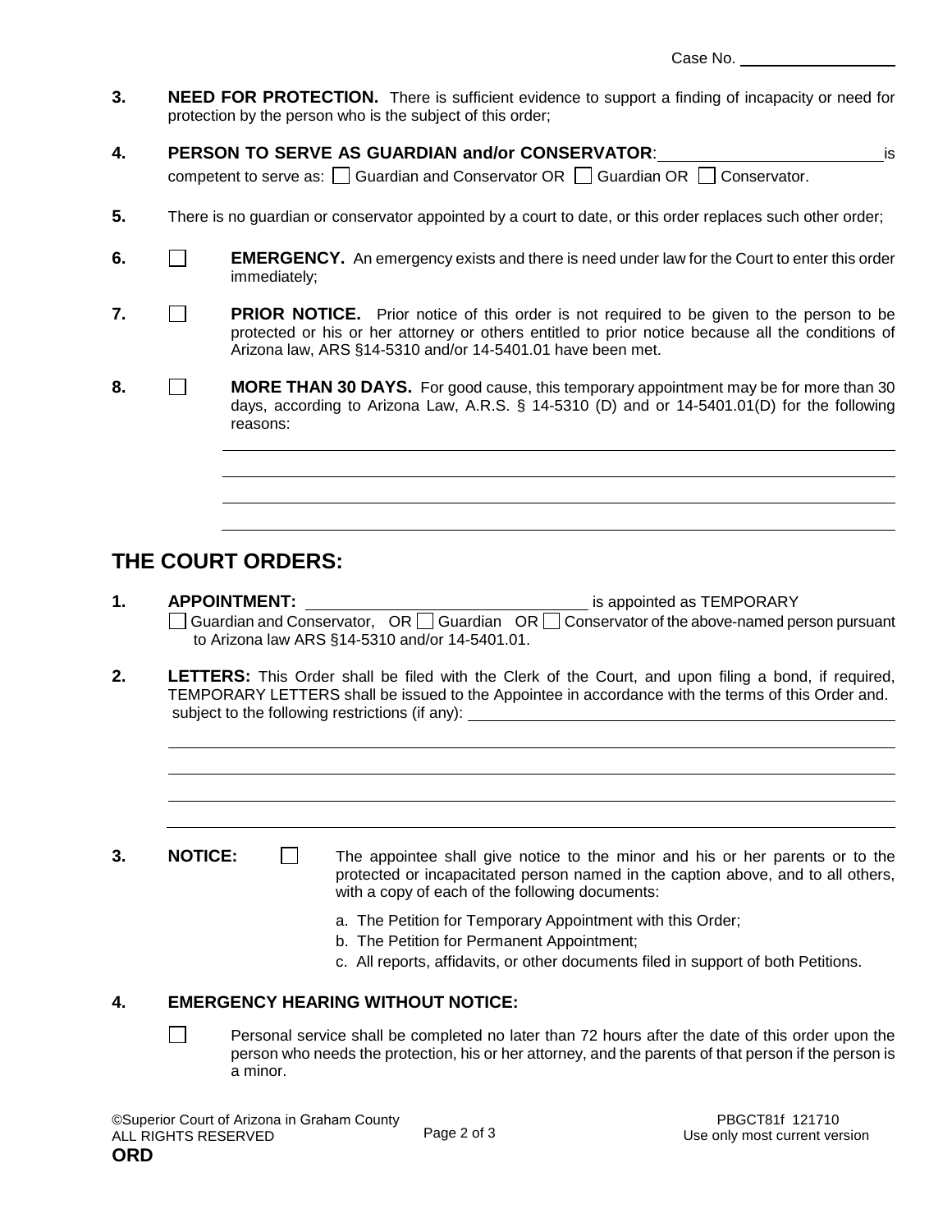Case No. ________________

**3.** **NEED FOR PROTECTION.** There is sufficient evidence to support a finding of incapacity or need for protection by the person who is the subject of this order;

**4.** **PERSON TO SERVE AS GUARDIAN and/or CONSERVATOR**: ________________________ is competent to serve as: ☐ Guardian and Conservator OR ☐ Guardian OR ☐ Conservator.

**5.** There is no guardian or conservator appointed by a court to date, or this order replaces such other order;

**6.** ☐ **EMERGENCY.** An emergency exists and there is need under law for the Court to enter this order immediately;

**7.** ☐ **PRIOR NOTICE.** Prior notice of this order is not required to be given to the person to be protected or his or her attorney or others entitled to prior notice because all the conditions of Arizona law, ARS §14-5310 and/or 14-5401.01 have been met.

**8.** ☐ **MORE THAN 30 DAYS.** For good cause, this temporary appointment may be for more than 30 days, according to Arizona Law, A.R.S. § 14-5310 (D) and or 14-5401.01(D) for the following reasons:

________________________________________________________________

________________________________________________________________

________________________________________________________________

________________________________________________________________

## THE COURT ORDERS:

**1.** **APPOINTMENT:** ______________________________ is appointed as TEMPORARY ☐ Guardian and Conservator, OR ☐ Guardian OR ☐ Conservator of the above-named person pursuant to Arizona law ARS §14-5310 and/or 14-5401.01.

**2.** **LETTERS:** This Order shall be filed with the Clerk of the Court, and upon filing a bond, if required, TEMPORARY LETTERS shall be issued to the Appointee in accordance with the terms of this Order and. subject to the following restrictions (if any): ________________________________

________________________________________________________________

________________________________________________________________

________________________________________________________________

________________________________________________________________

**3.** **NOTICE:** ☐ The appointee shall give notice to the minor and his or her parents or to the protected or incapacitated person named in the caption above, and to all others, with a copy of each of the following documents:

a. The Petition for Temporary Appointment with this Order;
b. The Petition for Permanent Appointment;
c. All reports, affidavits, or other documents filed in support of both Petitions.

**4.** **EMERGENCY HEARING WITHOUT NOTICE:**

☐ Personal service shall be completed no later than 72 hours after the date of this order upon the person who needs the protection, his or her attorney, and the parents of that person if the person is a minor.

©Superior Court of Arizona in Graham County
ALL RIGHTS RESERVED
**ORD**

PBGCT81f 121710
Use only most current version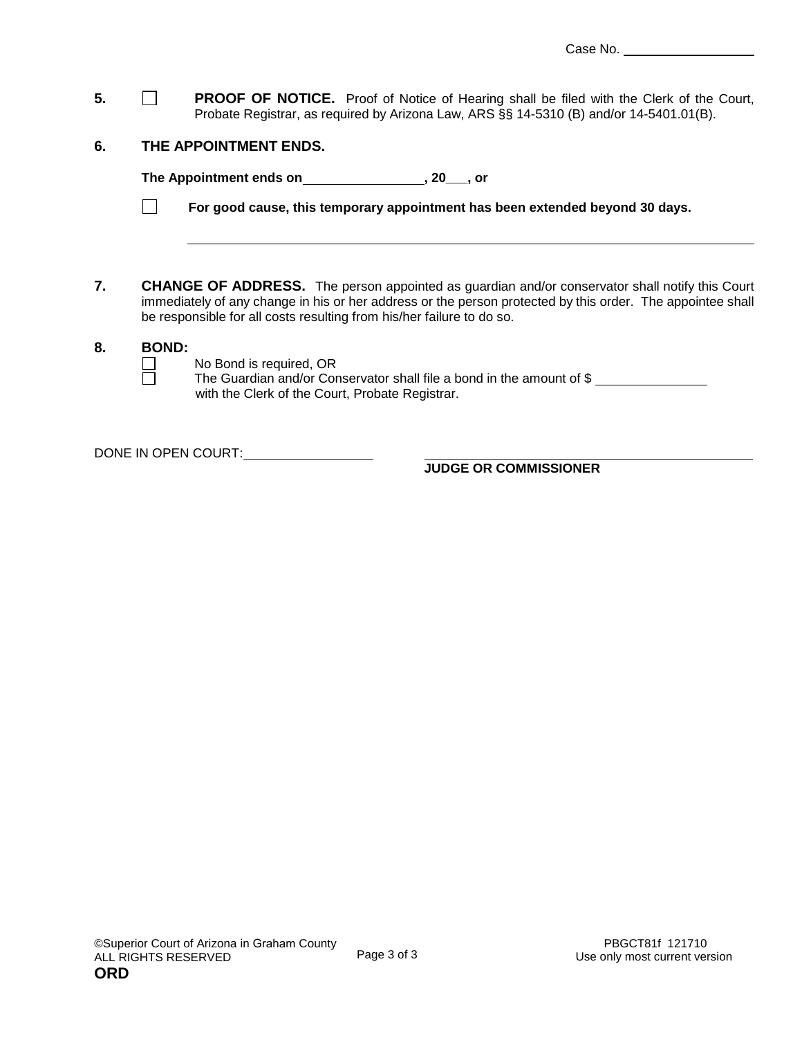Case No. ___________________

**5.** ☐ **PROOF OF NOTICE.** Proof of Notice of Hearing shall be filed with the Clerk of the Court, Probate Registrar, as required by Arizona Law, ARS §§ 14-5310 (B) and/or 14-5401.01(B).

**6. THE APPOINTMENT ENDS.**

**The Appointment ends on________________, 20___, or**

☐ **For good cause, this temporary appointment has been extended beyond 30 days.**

_____________________________________________________________________________

**7. CHANGE OF ADDRESS.** The person appointed as guardian and/or conservator shall notify this Court immediately of any change in his or her address or the person protected by this order. The appointee shall be responsible for all costs resulting from his/her failure to do so.

**8. BOND:**

☐ No Bond is required, OR

☐ The Guardian and/or Conservator shall file a bond in the amount of $ _______________ with the Clerk of the Court, Probate Registrar.

DONE IN OPEN COURT:__________________

_____________________________________________
**JUDGE OR COMMISSIONER**

©Superior Court of Arizona in Graham County
ALL RIGHTS RESERVED
**ORD**

PBGCT81f 121710
Use only most current version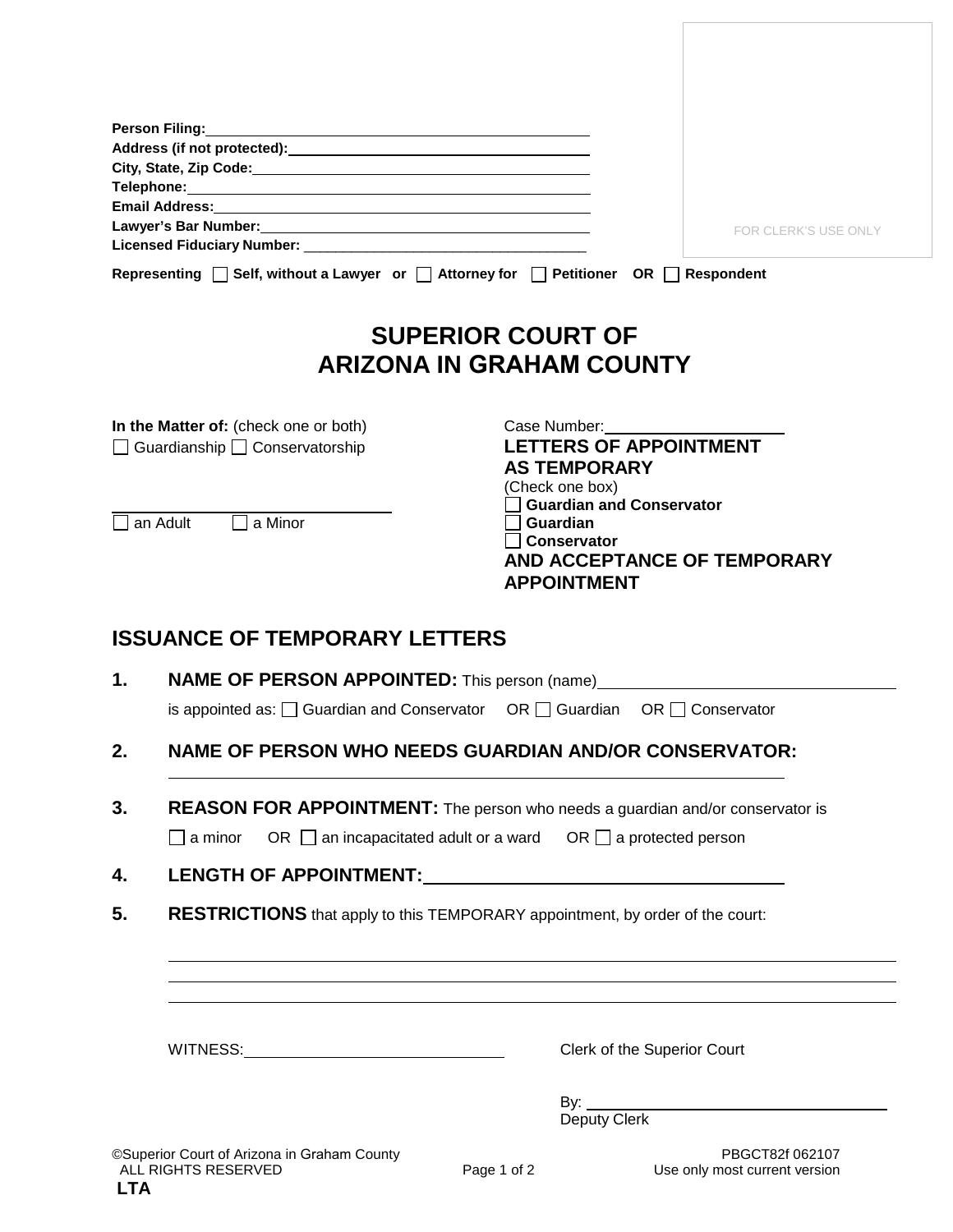Person Filing: ______________________________________________
Address (if not protected): ______________________________________
City, State, Zip Code: __________________________________________
Telephone: _________________________________________________
Email Address: ______________________________________________
Lawyer's Bar Number: ___________________________________________
Licensed Fiduciary Number: ______________________________________

FOR CLERK'S USE ONLY

Representing ☐ Self, without a Lawyer or ☐ Attorney for ☐ Petitioner OR ☐ Respondent

# SUPERIOR COURT OF ARIZONA IN GRAHAM COUNTY

**In the Matter of:** (check one or both)
☐ Guardianship ☐ Conservatorship

______________________________
☐ an Adult ☐ a Minor

Case Number: ____________________

**LETTERS OF APPOINTMENT AS TEMPORARY**
(Check one box)
☐ **Guardian and Conservator**
☐ **Guardian**
☐ **Conservator**
**AND ACCEPTANCE OF TEMPORARY APPOINTMENT**

## ISSUANCE OF TEMPORARY LETTERS

1. **NAME OF PERSON APPOINTED:** This person (name) ______________________________
   is appointed as: ☐ Guardian and Conservator OR ☐ Guardian OR ☐ Conservator

2. **NAME OF PERSON WHO NEEDS GUARDIAN AND/OR CONSERVATOR:**
   ______________________________________________________________

3. **REASON FOR APPOINTMENT:** The person who needs a guardian and/or conservator is
   ☐ a minor OR ☐ an incapacitated adult or a ward OR ☐ a protected person

4. **LENGTH OF APPOINTMENT:** ______________________________

5. **RESTRICTIONS** that apply to this TEMPORARY appointment, by order of the court:
   ______________________________________________________________
   ______________________________________________________________
   ______________________________________________________________

WITNESS: ____________________________

Clerk of the Superior Court

By: ________________________________
Deputy Clerk

©Superior Court of Arizona in Graham County
ALL RIGHTS RESERVED

PBGCT82f 062107
Use only most current version

**LTA**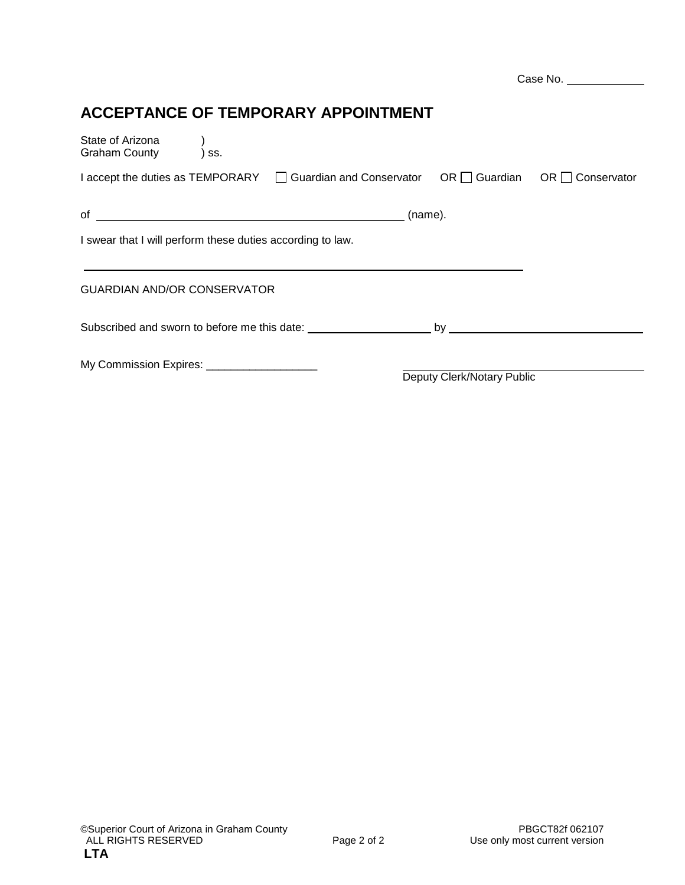Case No. ____________

# ACCEPTANCE OF TEMPORARY APPOINTMENT

State of Arizona )
Graham County ) ss.

I accept the duties as TEMPORARY ☐ Guardian and Conservator OR ☐ Guardian OR ☐ Conservator

of ________________________________________________ (name).

I swear that I will perform these duties according to law.

____________________________________________________________________

GUARDIAN AND/OR CONSERVATOR

Subscribed and sworn to before me this date: ____________________ by ______________________________

My Commission Expires: __________________

____________________________________
Deputy Clerk/Notary Public

©Superior Court of Arizona in Graham County
ALL RIGHTS RESERVED
**LTA**

PBGCT82f 062107
Use only most current version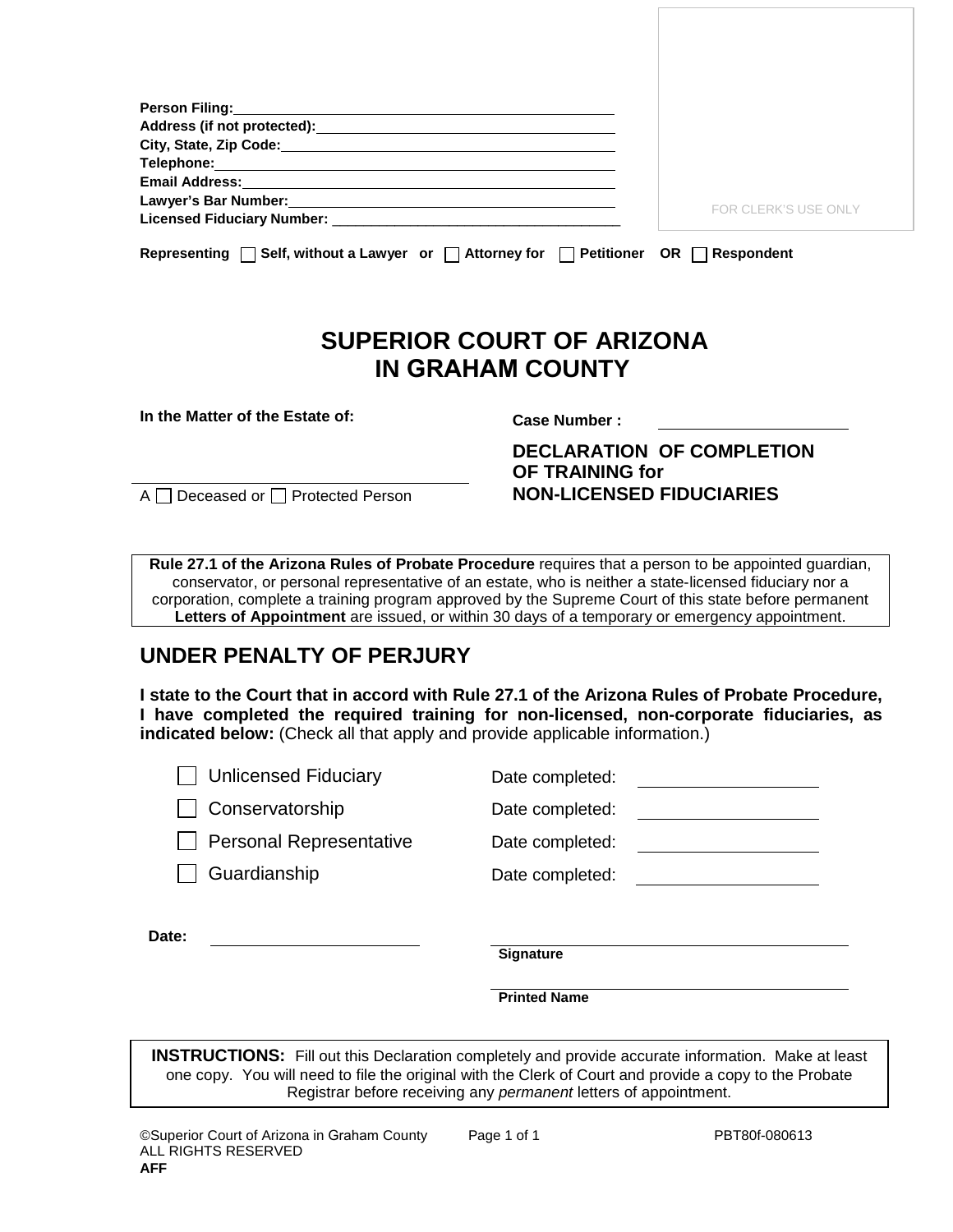Person Filing: ____________________________________________
Address (if not protected): ________________________________
City, State, Zip Code: _____________________________________
Telephone: _______________________________________________
Email Address: ____________________________________________
Lawyer's Bar Number: ______________________________________
Licensed Fiduciary Number: _________________________________

FOR CLERK'S USE ONLY

**Representing** ☐ **Self, without a Lawyer or** ☐ **Attorney for** ☐ **Petitioner OR** ☐ **Respondent**

# SUPERIOR COURT OF ARIZONA IN GRAHAM COUNTY

**In the Matter of the Estate of:**

______________________________________

A ☐ Deceased or ☐ Protected Person

**Case Number :** ____________________

**DECLARATION OF COMPLETION OF TRAINING for NON-LICENSED FIDUCIARIES**

**Rule 27.1 of the Arizona Rules of Probate Procedure** requires that a person to be appointed guardian, conservator, or personal representative of an estate, who is neither a state-licensed fiduciary nor a corporation, complete a training program approved by the Supreme Court of this state before permanent **Letters of Appointment** are issued, or within 30 days of a temporary or emergency appointment.

## UNDER PENALTY OF PERJURY

**I state to the Court that in accord with Rule 27.1 of the Arizona Rules of Probate Procedure, I have completed the required training for non-licensed, non-corporate fiduciaries, as indicated below:** (Check all that apply and provide applicable information.)

☐ Unlicensed Fiduciary — Date completed: ____________________

☐ Conservatorship — Date completed: ____________________

☐ Personal Representative — Date completed: ____________________

☐ Guardianship — Date completed: ____________________

**Date:** ____________________

______________________________________
**Signature**

______________________________________
**Printed Name**

**INSTRUCTIONS:** Fill out this Declaration completely and provide accurate information. Make at least one copy. You will need to file the original with the Clerk of Court and provide a copy to the Probate Registrar before receiving any *permanent* letters of appointment.

©Superior Court of Arizona in Graham County
ALL RIGHTS RESERVED
**AFF**

PBT80f-080613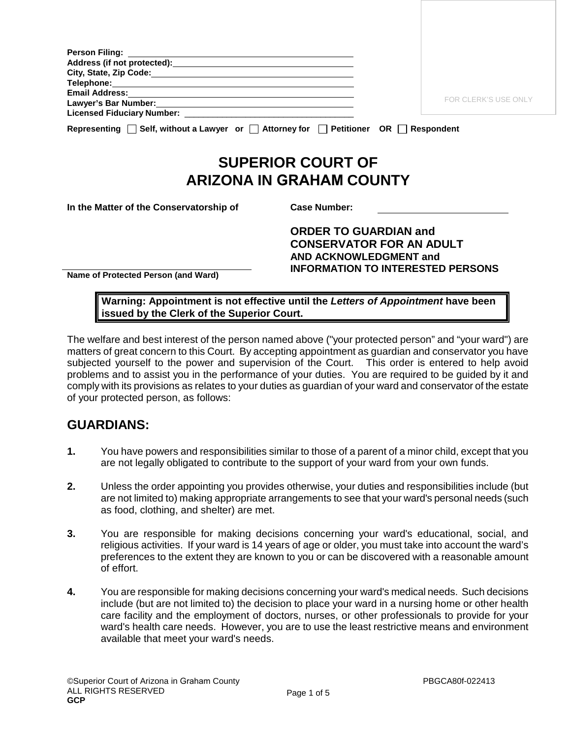**Person Filing:** ___________________________________________
**Address (if not protected):** _________________________________
**City, State, Zip Code:** _____________________________________
**Telephone:** ____________________________________________
**Email Address:** _________________________________________
**Lawyer's Bar Number:** ____________________________________
**Licensed Fiduciary Number:** _______________________________

FOR CLERK'S USE ONLY

**Representing** ☐ **Self, without a Lawyer or** ☐ **Attorney for** ☐ **Petitioner OR** ☐ **Respondent**

# SUPERIOR COURT OF ARIZONA IN GRAHAM COUNTY

**In the Matter of the Conservatorship of**

_______________________________________
**Name of Protected Person (and Ward)**

**Case Number:** ______________________

**ORDER TO GUARDIAN and CONSERVATOR FOR AN ADULT AND ACKNOWLEDGMENT and INFORMATION TO INTERESTED PERSONS**

> **Warning: Appointment is not effective until the *Letters of Appointment* have been issued by the Clerk of the Superior Court.**

The welfare and best interest of the person named above ("your protected person" and "your ward") are matters of great concern to this Court. By accepting appointment as guardian and conservator you have subjected yourself to the power and supervision of the Court. This order is entered to help avoid problems and to assist you in the performance of your duties. You are required to be guided by it and comply with its provisions as relates to your duties as guardian of your ward and conservator of the estate of your protected person, as follows:

## GUARDIANS:

**1.** You have powers and responsibilities similar to those of a parent of a minor child, except that you are not legally obligated to contribute to the support of your ward from your own funds.

**2.** Unless the order appointing you provides otherwise, your duties and responsibilities include (but are not limited to) making appropriate arrangements to see that your ward's personal needs (such as food, clothing, and shelter) are met.

**3.** You are responsible for making decisions concerning your ward's educational, social, and religious activities. If your ward is 14 years of age or older, you must take into account the ward's preferences to the extent they are known to you or can be discovered with a reasonable amount of effort.

**4.** You are responsible for making decisions concerning your ward's medical needs. Such decisions include (but are not limited to) the decision to place your ward in a nursing home or other health care facility and the employment of doctors, nurses, or other professionals to provide for your ward's health care needs. However, you are to use the least restrictive means and environment available that meet your ward's needs.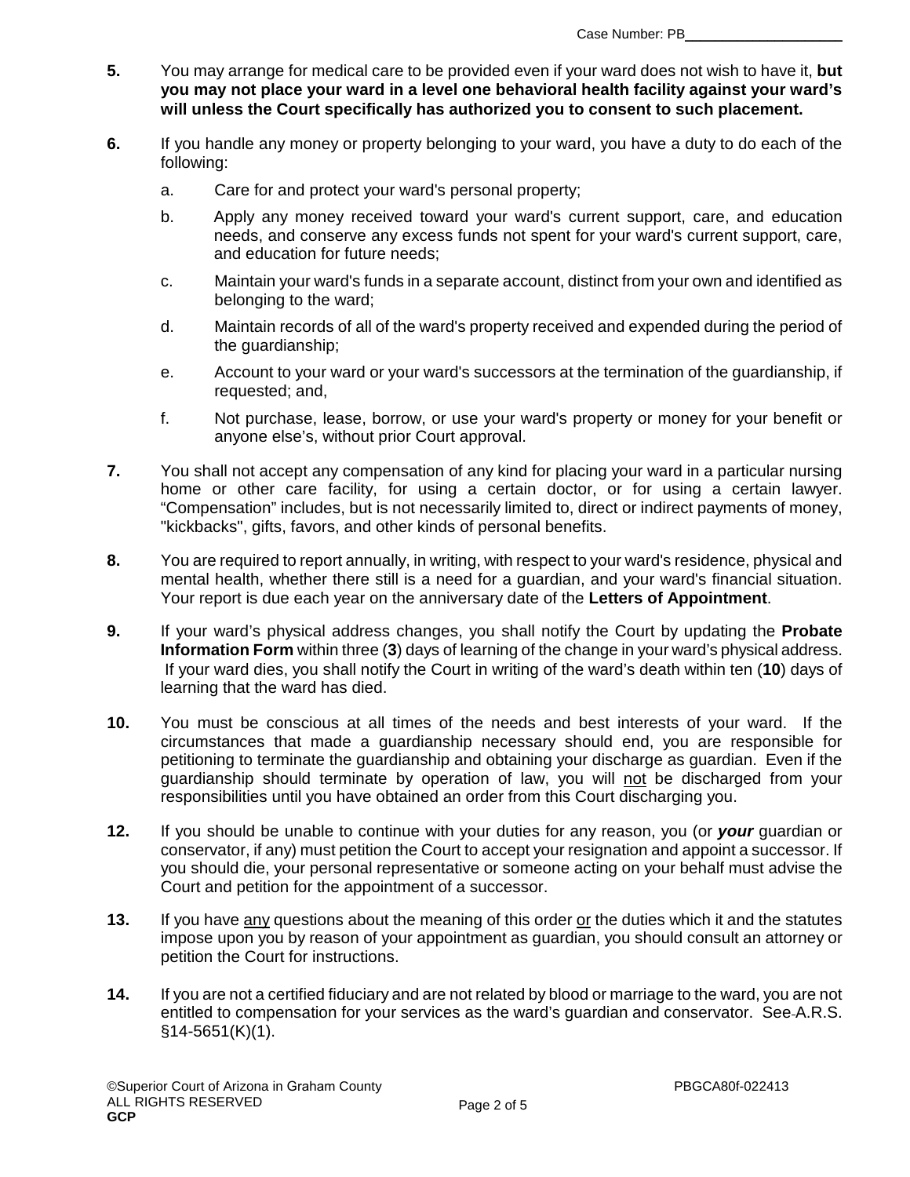Case Number: PB____________________

**5.** You may arrange for medical care to be provided even if your ward does not wish to have it, **but you may not place your ward in a level one behavioral health facility against your ward's will unless the Court specifically has authorized you to consent to such placement.**

**6.** If you handle any money or property belonging to your ward, you have a duty to do each of the following:

a. Care for and protect your ward's personal property;

b. Apply any money received toward your ward's current support, care, and education needs, and conserve any excess funds not spent for your ward's current support, care, and education for future needs;

c. Maintain your ward's funds in a separate account, distinct from your own and identified as belonging to the ward;

d. Maintain records of all of the ward's property received and expended during the period of the guardianship;

e. Account to your ward or your ward's successors at the termination of the guardianship, if requested; and,

f. Not purchase, lease, borrow, or use your ward's property or money for your benefit or anyone else's, without prior Court approval.

**7.** You shall not accept any compensation of any kind for placing your ward in a particular nursing home or other care facility, for using a certain doctor, or for using a certain lawyer. "Compensation" includes, but is not necessarily limited to, direct or indirect payments of money, "kickbacks", gifts, favors, and other kinds of personal benefits.

**8.** You are required to report annually, in writing, with respect to your ward's residence, physical and mental health, whether there still is a need for a guardian, and your ward's financial situation. Your report is due each year on the anniversary date of the **Letters of Appointment**.

**9.** If your ward's physical address changes, you shall notify the Court by updating the **Probate Information Form** within three (**3**) days of learning of the change in your ward's physical address. If your ward dies, you shall notify the Court in writing of the ward's death within ten (**10**) days of learning that the ward has died.

**10.** You must be conscious at all times of the needs and best interests of your ward. If the circumstances that made a guardianship necessary should end, you are responsible for petitioning to terminate the guardianship and obtaining your discharge as guardian. Even if the guardianship should terminate by operation of law, you will not be discharged from your responsibilities until you have obtained an order from this Court discharging you.

**12.** If you should be unable to continue with your duties for any reason, you (or ***your*** guardian or conservator, if any) must petition the Court to accept your resignation and appoint a successor. If you should die, your personal representative or someone acting on your behalf must advise the Court and petition for the appointment of a successor.

**13.** If you have any questions about the meaning of this order or the duties which it and the statutes impose upon you by reason of your appointment as guardian, you should consult an attorney or petition the Court for instructions.

**14.** If you are not a certified fiduciary and are not related by blood or marriage to the ward, you are not entitled to compensation for your services as the ward's guardian and conservator. See A.R.S. §14-5651(K)(1).

©Superior Court of Arizona in Graham County
ALL RIGHTS RESERVED
**GCP**

PBGCA80f-022413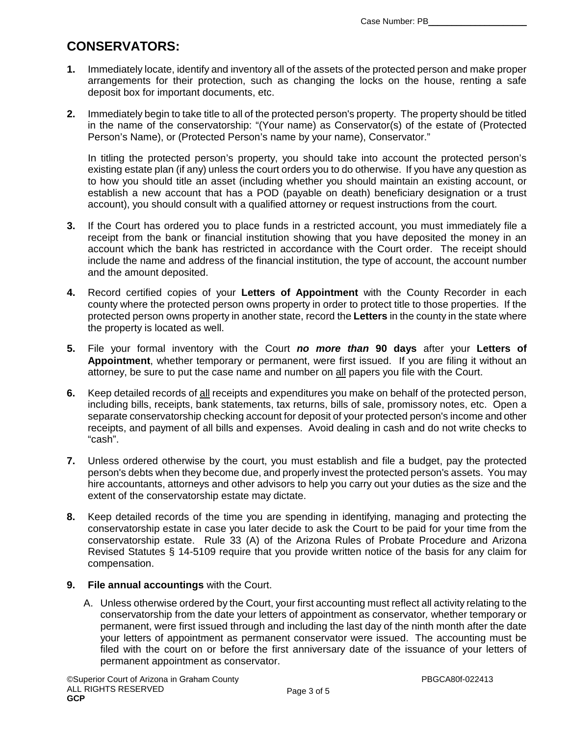Case Number: PB____________________

## CONSERVATORS:

1. Immediately locate, identify and inventory all of the assets of the protected person and make proper arrangements for their protection, such as changing the locks on the house, renting a safe deposit box for important documents, etc.

2. Immediately begin to take title to all of the protected person's property. The property should be titled in the name of the conservatorship: "(Your name) as Conservator(s) of the estate of (Protected Person's Name), or (Protected Person's name by your name), Conservator."

   In titling the protected person's property, you should take into account the protected person's existing estate plan (if any) unless the court orders you to do otherwise. If you have any question as to how you should title an asset (including whether you should maintain an existing account, or establish a new account that has a POD (payable on death) beneficiary designation or a trust account), you should consult with a qualified attorney or request instructions from the court.

3. If the Court has ordered you to place funds in a restricted account, you must immediately file a receipt from the bank or financial institution showing that you have deposited the money in an account which the bank has restricted in accordance with the Court order. The receipt should include the name and address of the financial institution, the type of account, the account number and the amount deposited.

4. Record certified copies of your **Letters of Appointment** with the County Recorder in each county where the protected person owns property in order to protect title to those properties. If the protected person owns property in another state, record the **Letters** in the county in the state where the property is located as well.

5. File your formal inventory with the Court ***no more than*** **90 days** after your **Letters of Appointment**, whether temporary or permanent, were first issued. If you are filing it without an attorney, be sure to put the case name and number on all papers you file with the Court.

6. Keep detailed records of all receipts and expenditures you make on behalf of the protected person, including bills, receipts, bank statements, tax returns, bills of sale, promissory notes, etc. Open a separate conservatorship checking account for deposit of your protected person's income and other receipts, and payment of all bills and expenses. Avoid dealing in cash and do not write checks to "cash".

7. Unless ordered otherwise by the court, you must establish and file a budget, pay the protected person's debts when they become due, and properly invest the protected person's assets. You may hire accountants, attorneys and other advisors to help you carry out your duties as the size and the extent of the conservatorship estate may dictate.

8. Keep detailed records of the time you are spending in identifying, managing and protecting the conservatorship estate in case you later decide to ask the Court to be paid for your time from the conservatorship estate. Rule 33 (A) of the Arizona Rules of Probate Procedure and Arizona Revised Statutes § 14-5109 require that you provide written notice of the basis for any claim for compensation.

9. **File annual accountings** with the Court.

   A. Unless otherwise ordered by the Court, your first accounting must reflect all activity relating to the conservatorship from the date your letters of appointment as conservator, whether temporary or permanent, were first issued through and including the last day of the ninth month after the date your letters of appointment as permanent conservator were issued. The accounting must be filed with the court on or before the first anniversary date of the issuance of your letters of permanent appointment as conservator.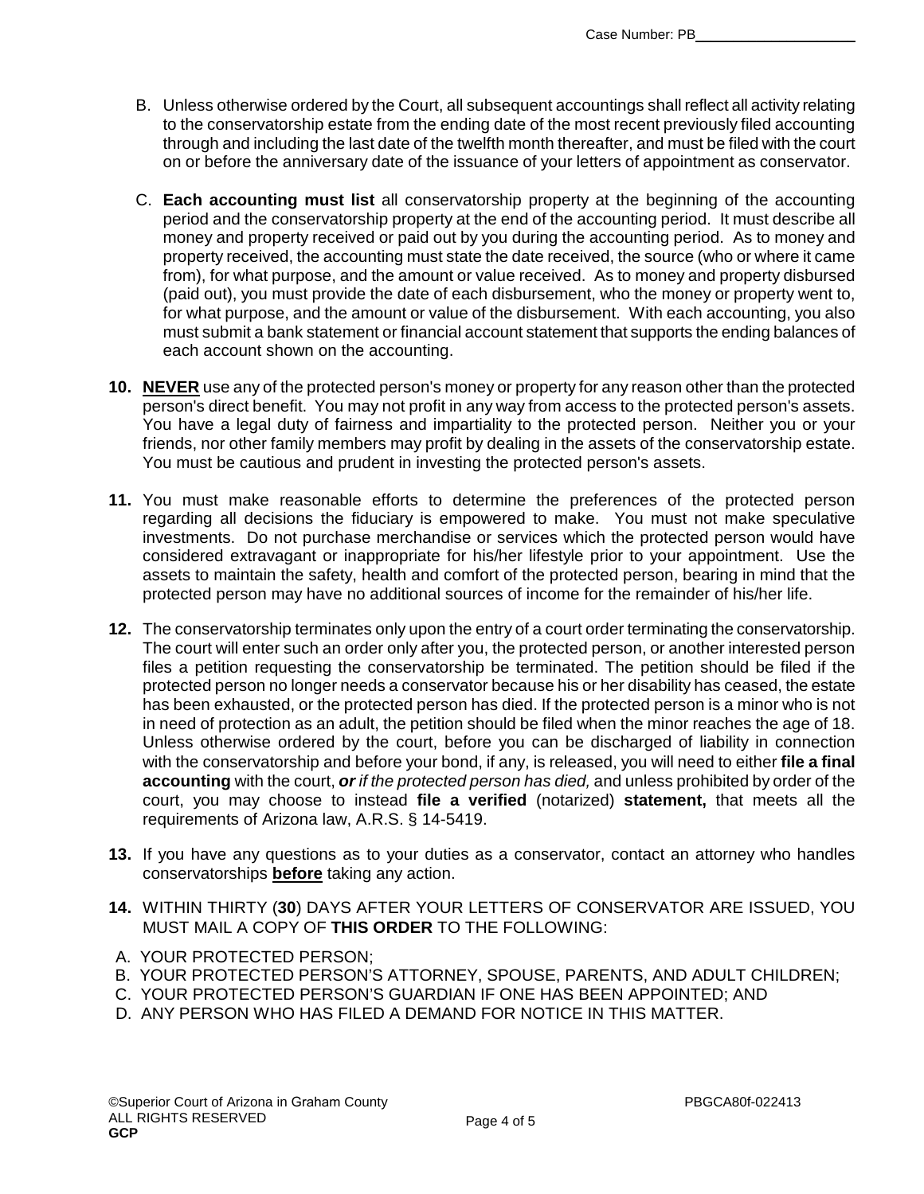B. Unless otherwise ordered by the Court, all subsequent accountings shall reflect all activity relating to the conservatorship estate from the ending date of the most recent previously filed accounting through and including the last date of the twelfth month thereafter, and must be filed with the court on or before the anniversary date of the issuance of your letters of appointment as conservator.

C. **Each accounting must list** all conservatorship property at the beginning of the accounting period and the conservatorship property at the end of the accounting period. It must describe all money and property received or paid out by you during the accounting period. As to money and property received, the accounting must state the date received, the source (who or where it came from), for what purpose, and the amount or value received. As to money and property disbursed (paid out), you must provide the date of each disbursement, who the money or property went to, for what purpose, and the amount or value of the disbursement. With each accounting, you also must submit a bank statement or financial account statement that supports the ending balances of each account shown on the accounting.

**10.** **NEVER** use any of the protected person's money or property for any reason other than the protected person's direct benefit. You may not profit in any way from access to the protected person's assets. You have a legal duty of fairness and impartiality to the protected person. Neither you or your friends, nor other family members may profit by dealing in the assets of the conservatorship estate. You must be cautious and prudent in investing the protected person's assets.

**11.** You must make reasonable efforts to determine the preferences of the protected person regarding all decisions the fiduciary is empowered to make. You must not make speculative investments. Do not purchase merchandise or services which the protected person would have considered extravagant or inappropriate for his/her lifestyle prior to your appointment. Use the assets to maintain the safety, health and comfort of the protected person, bearing in mind that the protected person may have no additional sources of income for the remainder of his/her life.

**12.** The conservatorship terminates only upon the entry of a court order terminating the conservatorship. The court will enter such an order only after you, the protected person, or another interested person files a petition requesting the conservatorship be terminated. The petition should be filed if the protected person no longer needs a conservator because his or her disability has ceased, the estate has been exhausted, or the protected person has died. If the protected person is a minor who is not in need of protection as an adult, the petition should be filed when the minor reaches the age of 18. Unless otherwise ordered by the court, before you can be discharged of liability in connection with the conservatorship and before your bond, if any, is released, you will need to either **file a final accounting** with the court, ***or*** *if the protected person has died,* and unless prohibited by order of the court, you may choose to instead **file a verified** (notarized) **statement,** that meets all the requirements of Arizona law, A.R.S. § 14-5419.

**13.** If you have any questions as to your duties as a conservator, contact an attorney who handles conservatorships **before** taking any action.

**14.** WITHIN THIRTY (**30**) DAYS AFTER YOUR LETTERS OF CONSERVATOR ARE ISSUED, YOU MUST MAIL A COPY OF **THIS ORDER** TO THE FOLLOWING:

A. YOUR PROTECTED PERSON;
B. YOUR PROTECTED PERSON'S ATTORNEY, SPOUSE, PARENTS, AND ADULT CHILDREN;
C. YOUR PROTECTED PERSON'S GUARDIAN IF ONE HAS BEEN APPOINTED; AND
D. ANY PERSON WHO HAS FILED A DEMAND FOR NOTICE IN THIS MATTER.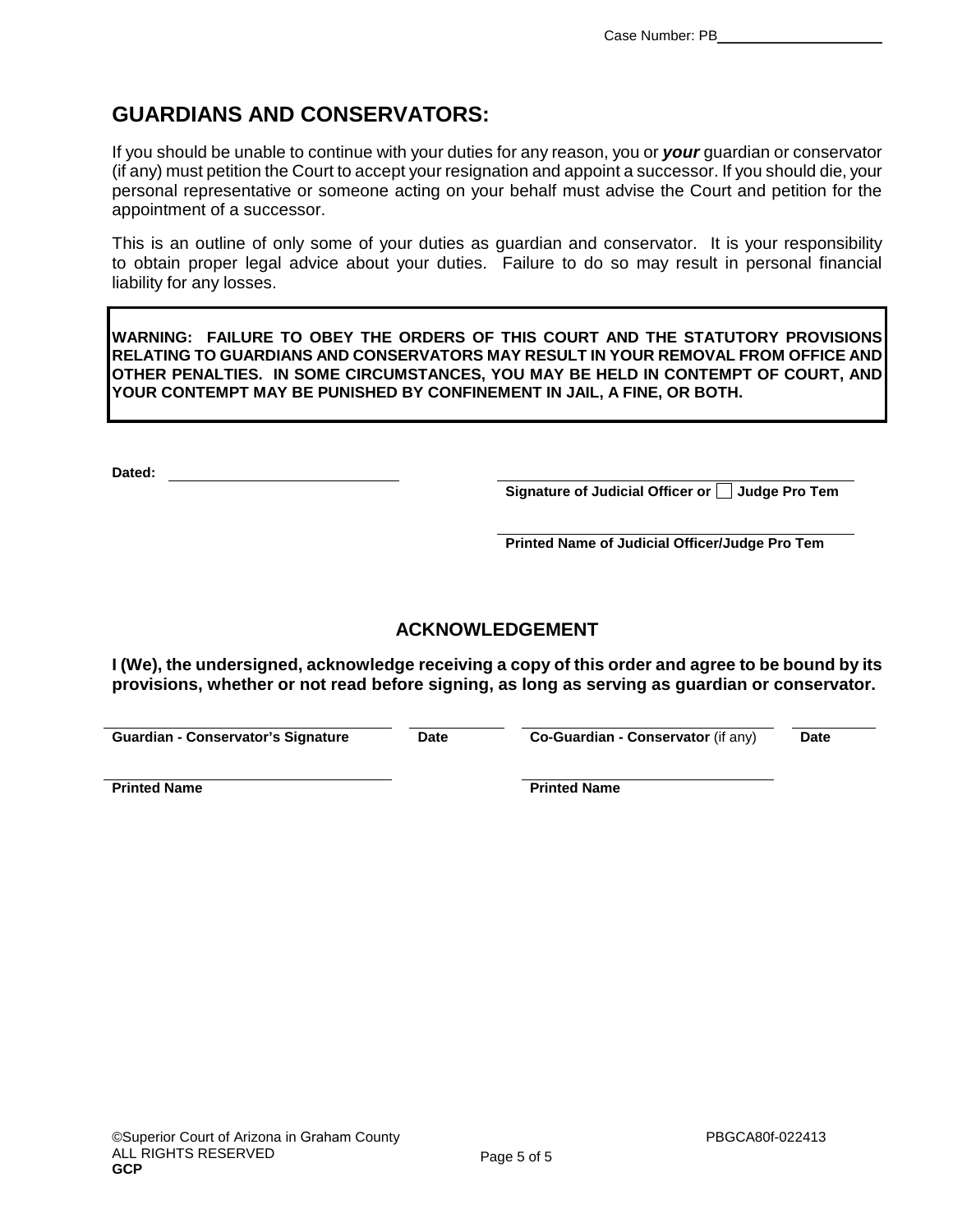Case Number: PB____________________

## GUARDIANS AND CONSERVATORS:

If you should be unable to continue with your duties for any reason, you or ***your*** guardian or conservator (if any) must petition the Court to accept your resignation and appoint a successor. If you should die, your personal representative or someone acting on your behalf must advise the Court and petition for the appointment of a successor.

This is an outline of only some of your duties as guardian and conservator. It is your responsibility to obtain proper legal advice about your duties. Failure to do so may result in personal financial liability for any losses.

**WARNING: FAILURE TO OBEY THE ORDERS OF THIS COURT AND THE STATUTORY PROVISIONS RELATING TO GUARDIANS AND CONSERVATORS MAY RESULT IN YOUR REMOVAL FROM OFFICE AND OTHER PENALTIES. IN SOME CIRCUMSTANCES, YOU MAY BE HELD IN CONTEMPT OF COURT, AND YOUR CONTEMPT MAY BE PUNISHED BY CONFINEMENT IN JAIL, A FINE, OR BOTH.**

**Dated:** ____________________________

____________________________________
**Signature of Judicial Officer or ☐ Judge Pro Tem**

____________________________________
**Printed Name of Judicial Officer/Judge Pro Tem**

### ACKNOWLEDGEMENT

**I (We), the undersigned, acknowledge receiving a copy of this order and agree to be bound by its provisions, whether or not read before signing, as long as serving as guardian or conservator.**

| | | | |
|---|---|---|---|
| **Guardian - Conservator's Signature** | **Date** | **Co-Guardian - Conservator** (if any) | **Date** |
| **Printed Name** | | **Printed Name** | |

©Superior Court of Arizona in Graham County
ALL RIGHTS RESERVED
**GCP**

PBGCA80f-022413